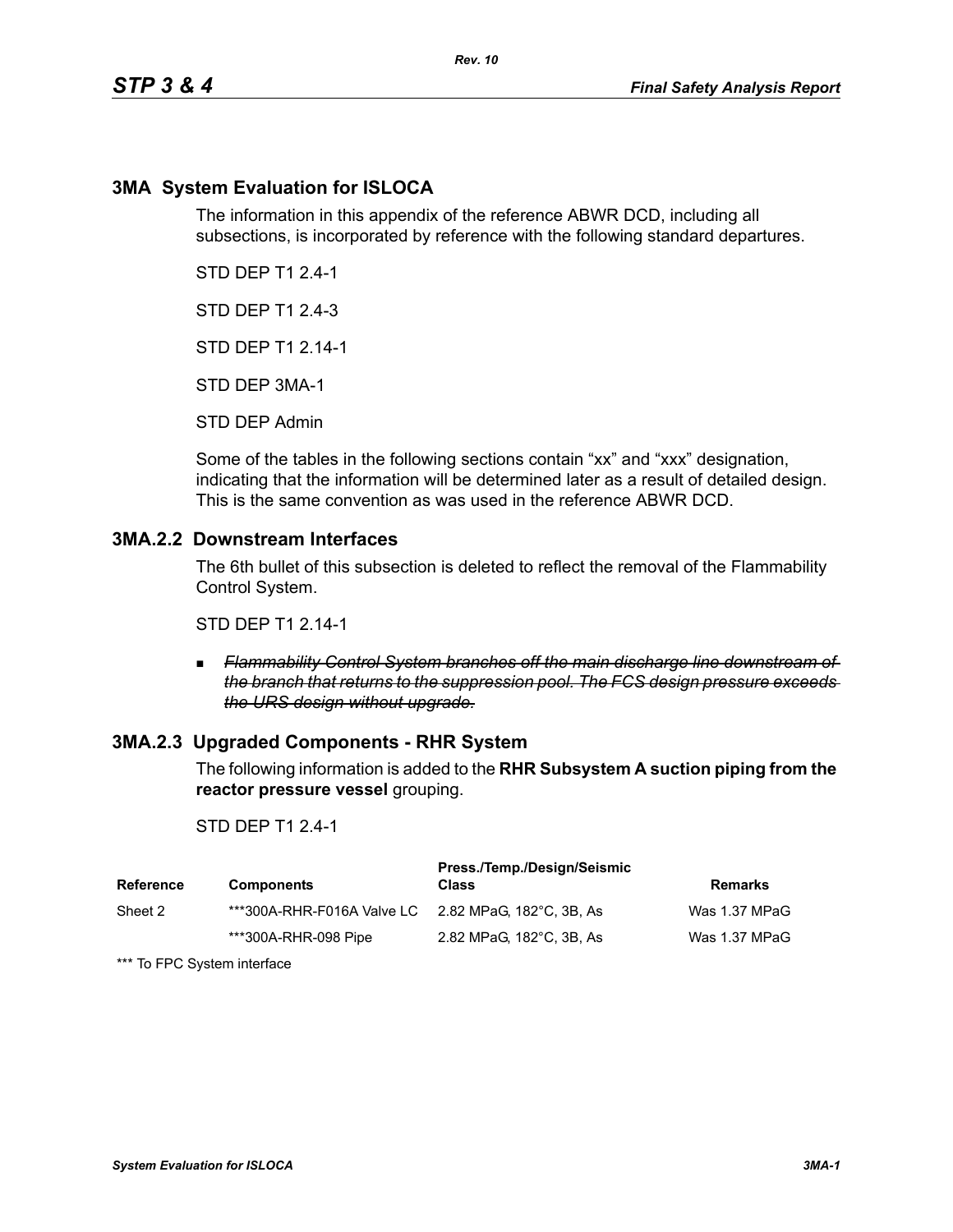# 3MA System Evaluation for ISLOCA

The information in this appendix of the reference ABWR DCD, including all subsections, is incorporated by reference with the following standard departures.

STD DEP T1 2.4-1

STD DEP T1 2.4-3

STD DEP T1 2.14-1

STD DEP 3MA-1

STD DEP Admin

Some of the tables in the following sections contain "xx" and "xxx" designation, indicating that the information will be determined later as a result of detailed design. This is the same convention as was used in the reference ABWR DCD.

## 3MA.2.2 Downstream Interfaces

The 6th bullet of this subsection is deleted to reflect the removal of the Flammability Control System.

STD DEP T1 2.14-1

- ~~*Flammability Control System branches off the main discharge line downstream of the branch that returns to the suppression pool. The FCS design pressure exceeds the URS design without upgrade.*~~

## 3MA.2.3 Upgraded Components - RHR System

The following information is added to the **RHR Subsystem A suction piping from the reactor pressure vessel** grouping.

STD DEP T1 2.4-1

| Reference | Components | Press./Temp./Design/Seismic Class | Remarks |
|---|---|---|---|
| Sheet 2 | ***300A-RHR-F016A Valve LC | 2.82 MPaG, 182°C, 3B, As | Was 1.37 MPaG |
| | ***300A-RHR-098 Pipe | 2.82 MPaG, 182°C, 3B, As | Was 1.37 MPaG |

*** To FPC System interface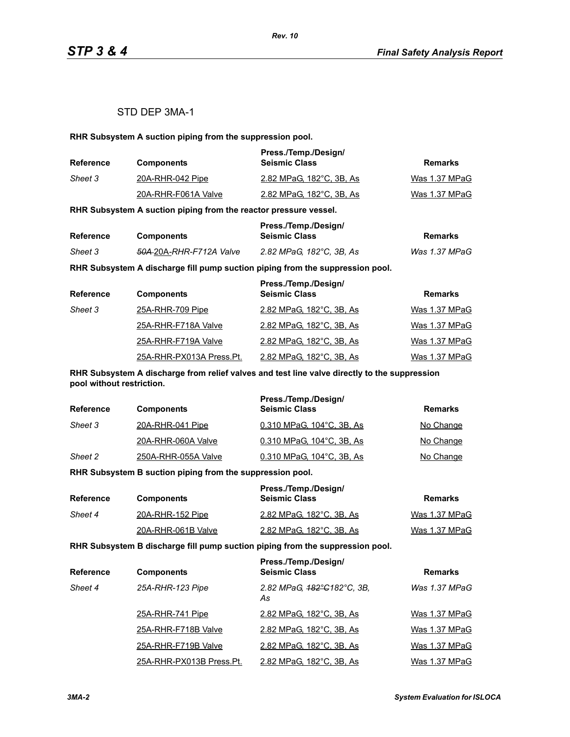STD DEP 3MA-1

**RHR Subsystem A suction piping from the suppression pool.**

| Reference | Components | Press./Temp./Design/ Seismic Class | Remarks |
|---|---|---|---|
| *Sheet 3* | 20A-RHR-042 Pipe | 2.82 MPaG, 182°C, 3B, As | Was 1.37 MPaG |
| | 20A-RHR-F061A Valve | 2.82 MPaG, 182°C, 3B, As | Was 1.37 MPaG |

**RHR Subsystem A suction piping from the reactor pressure vessel.**

| Reference | Components | Press./Temp./Design/ Seismic Class | Remarks |
|---|---|---|---|
| *Sheet 3* | ~~*50A*~~ 20A-*RHR-F712A Valve* | *2.82 MPaG, 182°C, 3B, As* | *Was 1.37 MPaG* |

**RHR Subsystem A discharge fill pump suction piping from the suppression pool.**

| Reference | Components | Press./Temp./Design/ Seismic Class | Remarks |
|---|---|---|---|
| *Sheet 3* | 25A-RHR-709 Pipe | 2.82 MPaG, 182°C, 3B, As | Was 1.37 MPaG |
| | 25A-RHR-F718A Valve | 2.82 MPaG, 182°C, 3B, As | Was 1.37 MPaG |
| | 25A-RHR-F719A Valve | 2.82 MPaG, 182°C, 3B, As | Was 1.37 MPaG |
| | 25A-RHR-PX013A Press.Pt. | 2.82 MPaG, 182°C, 3B, As | Was 1.37 MPaG |

**RHR Subsystem A discharge from relief valves and test line valve directly to the suppression pool without restriction.**

| Reference | Components | Press./Temp./Design/ Seismic Class | Remarks |
|---|---|---|---|
| *Sheet 3* | 20A-RHR-041 Pipe | 0.310 MPaG, 104°C, 3B, As | No Change |
| | 20A-RHR-060A Valve | 0.310 MPaG, 104°C, 3B, As | No Change |
| *Sheet 2* | 250A-RHR-055A Valve | 0.310 MPaG, 104°C, 3B, As | No Change |

**RHR Subsystem B suction piping from the suppression pool.**

| Reference | Components | Press./Temp./Design/ Seismic Class | Remarks |
|---|---|---|---|
| *Sheet 4* | 20A-RHR-152 Pipe | 2.82 MPaG, 182°C, 3B, As | Was 1.37 MPaG |
| | 20A-RHR-061B Valve | 2.82 MPaG, 182°C, 3B, As | Was 1.37 MPaG |

**RHR Subsystem B discharge fill pump suction piping from the suppression pool.**

| Reference | Components | Press./Temp./Design/ Seismic Class | Remarks |
|---|---|---|---|
| *Sheet 4* | *25A-RHR-123 Pipe* | *2.82 MPaG, ~~182°C~~182°C, 3B, As* | *Was 1.37 MPaG* |
| | 25A-RHR-741 Pipe | 2.82 MPaG, 182°C, 3B, As | Was 1.37 MPaG |
| | 25A-RHR-F718B Valve | 2.82 MPaG, 182°C, 3B, As | Was 1.37 MPaG |
| | 25A-RHR-F719B Valve | 2.82 MPaG, 182°C, 3B, As | Was 1.37 MPaG |
| | 25A-RHR-PX013B Press.Pt. | 2.82 MPaG, 182°C, 3B, As | Was 1.37 MPaG |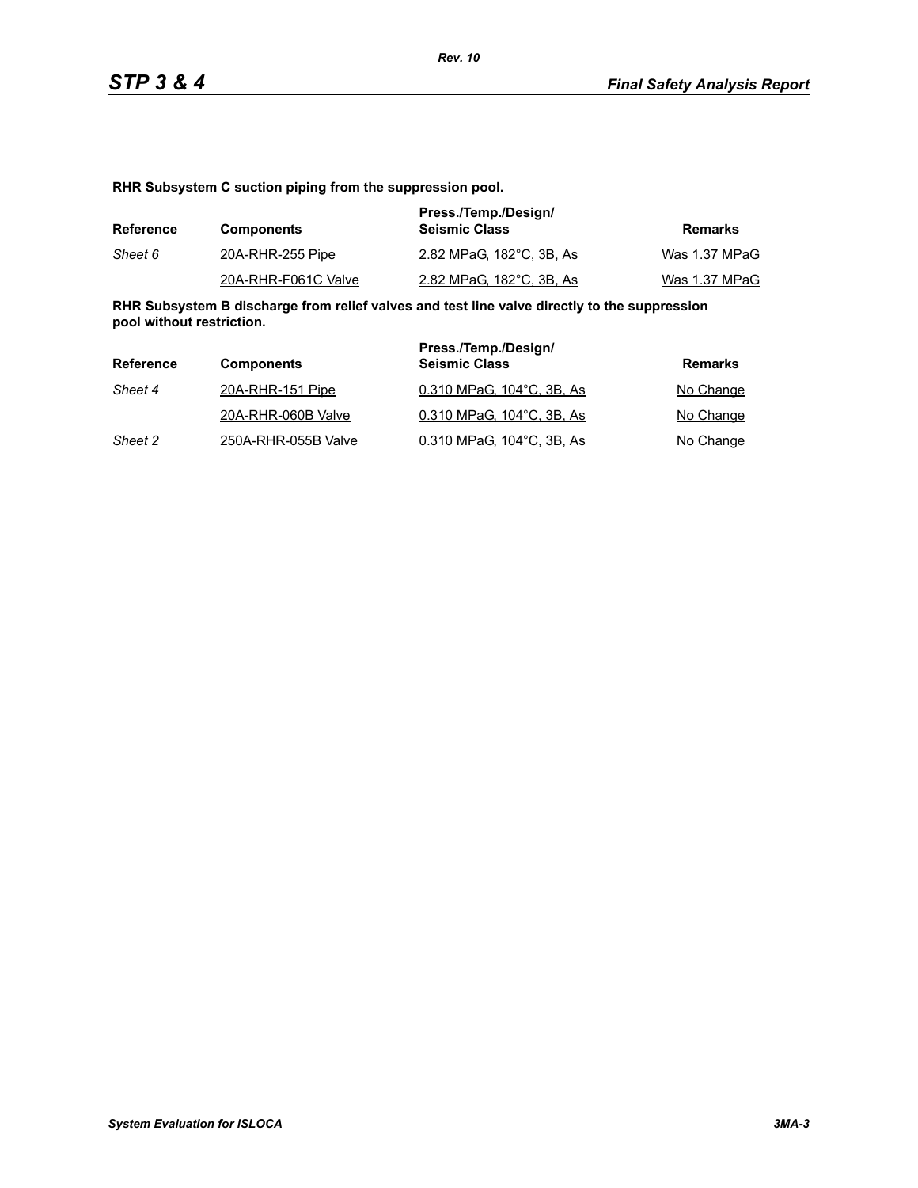**RHR Subsystem C suction piping from the suppression pool.**

| Reference | Components | Press./Temp./Design/ Seismic Class | Remarks |
|---|---|---|---|
| *Sheet 6* | 20A-RHR-255 Pipe | 2.82 MPaG, 182°C, 3B, As | Was 1.37 MPaG |
| | 20A-RHR-F061C Valve | 2.82 MPaG, 182°C, 3B, As | Was 1.37 MPaG |

**RHR Subsystem B discharge from relief valves and test line valve directly to the suppression pool without restriction.**

| Reference | Components | Press./Temp./Design/ Seismic Class | Remarks |
|---|---|---|---|
| *Sheet 4* | 20A-RHR-151 Pipe | 0.310 MPaG, 104°C, 3B, As | No Change |
| | 20A-RHR-060B Valve | 0.310 MPaG, 104°C, 3B, As | No Change |
| *Sheet 2* | 250A-RHR-055B Valve | 0.310 MPaG, 104°C, 3B, As | No Change |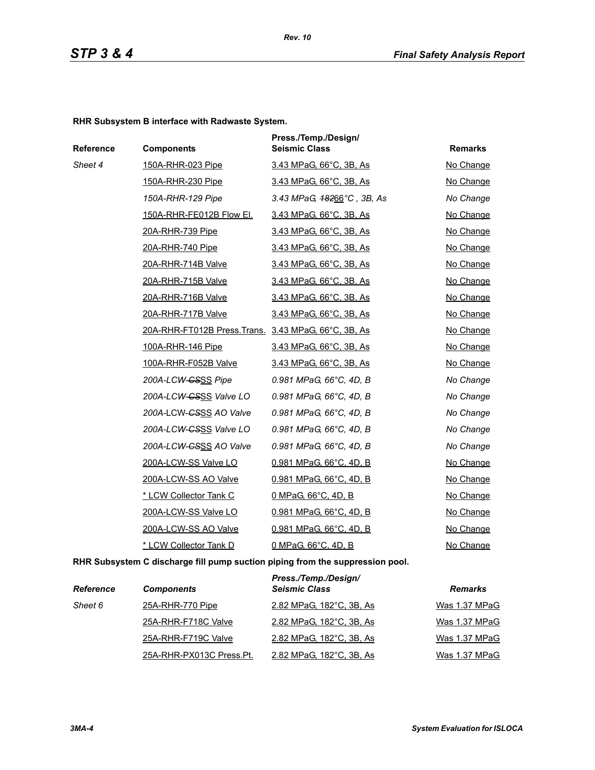**RHR Subsystem B interface with Radwaste System.**

| Reference | Components | Press./Temp./Design/ Seismic Class | Remarks |
|---|---|---|---|
| *Sheet 4* | 150A-RHR-023 Pipe | 3.43 MPaG, 66°C, 3B, As | No Change |
| | 150A-RHR-230 Pipe | 3.43 MPaG, 66°C, 3B, As | No Change |
| | *150A-RHR-129 Pipe* | *3.43 MPaG, ~~182~~66°C , 3B, As* | *No Change* |
| | 150A-RHR-FE012B Flow El. | 3.43 MPaG, 66°C, 3B, As | No Change |
| | 20A-RHR-739 Pipe | 3.43 MPaG, 66°C, 3B, As | No Change |
| | 20A-RHR-740 Pipe | 3.43 MPaG, 66°C, 3B, As | No Change |
| | 20A-RHR-714B Valve | 3.43 MPaG, 66°C, 3B, As | No Change |
| | 20A-RHR-715B Valve | 3.43 MPaG, 66°C, 3B, As | No Change |
| | 20A-RHR-716B Valve | 3.43 MPaG, 66°C, 3B, As | No Change |
| | 20A-RHR-717B Valve | 3.43 MPaG, 66°C, 3B, As | No Change |
| | 20A-RHR-FT012B Press.Trans. | 3.43 MPaG, 66°C, 3B, As | No Change |
| | 100A-RHR-146 Pipe | 3.43 MPaG, 66°C, 3B, As | No Change |
| | 100A-RHR-F052B Valve | 3.43 MPaG, 66°C, 3B, As | No Change |
| | *200A-LCW-~~CS~~SS Pipe* | *0.981 MPaG, 66°C, 4D, B* | *No Change* |
| | *200A-LCW-~~CS~~SS Valve LO* | *0.981 MPaG, 66°C, 4D, B* | *No Change* |
| | *200A-LCW-~~CS~~SS AO Valve* | *0.981 MPaG, 66°C, 4D, B* | *No Change* |
| | *200A-LCW-~~CS~~SS Valve LO* | *0.981 MPaG, 66°C, 4D, B* | *No Change* |
| | *200A-LCW-~~CS~~SS AO Valve* | *0.981 MPaG, 66°C, 4D, B* | *No Change* |
| | 200A-LCW-SS Valve LO | 0.981 MPaG, 66°C, 4D, B | No Change |
| | 200A-LCW-SS AO Valve | 0.981 MPaG, 66°C, 4D, B | No Change |
| | * LCW Collector Tank C | 0 MPaG, 66°C, 4D, B | No Change |
| | 200A-LCW-SS Valve LO | 0.981 MPaG, 66°C, 4D, B | No Change |
| | 200A-LCW-SS AO Valve | 0.981 MPaG, 66°C, 4D, B | No Change |
| | * LCW Collector Tank D | 0 MPaG, 66°C, 4D, B | No Change |

**RHR Subsystem C discharge fill pump suction piping from the suppression pool.**

| *Reference* | *Components* | *Press./Temp./Design/ Seismic Class* | *Remarks* |
|---|---|---|---|
| *Sheet 6* | 25A-RHR-770 Pipe | 2.82 MPaG, 182°C, 3B, As | Was 1.37 MPaG |
| | 25A-RHR-F718C Valve | 2.82 MPaG, 182°C, 3B, As | Was 1.37 MPaG |
| | 25A-RHR-F719C Valve | 2.82 MPaG, 182°C, 3B, As | Was 1.37 MPaG |
| | 25A-RHR-PX013C Press.Pt. | 2.82 MPaG, 182°C, 3B, As | Was 1.37 MPaG |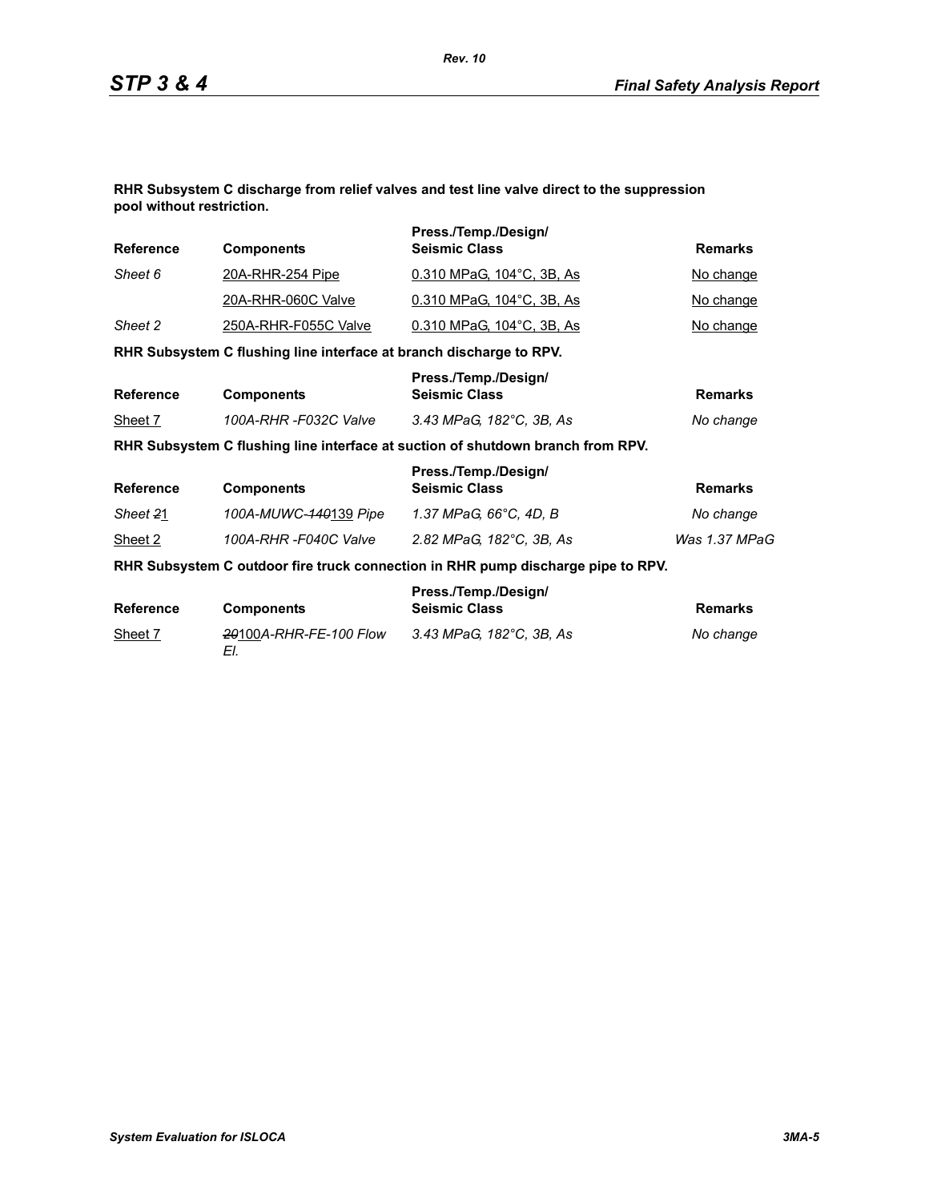**RHR Subsystem C discharge from relief valves and test line valve direct to the suppression pool without restriction.**

| Reference | Components | Press./Temp./Design/ Seismic Class | Remarks |
|---|---|---|---|
| *Sheet 6* | 20A-RHR-254 Pipe | 0.310 MPaG, 104°C, 3B, As | No change |
| | 20A-RHR-060C Valve | 0.310 MPaG, 104°C, 3B, As | No change |
| *Sheet 2* | 250A-RHR-F055C Valve | 0.310 MPaG, 104°C, 3B, As | No change |

**RHR Subsystem C flushing line interface at branch discharge to RPV.**

| Reference | Components | Press./Temp./Design/ Seismic Class | Remarks |
|---|---|---|---|
| Sheet 7 | *100A-RHR -F032C Valve* | *3.43 MPaG, 182°C, 3B, As* | *No change* |

**RHR Subsystem C flushing line interface at suction of shutdown branch from RPV.**

| Reference | Components | Press./Temp./Design/ Seismic Class | Remarks |
|---|---|---|---|
| *Sheet ~~2~~1* | *100A-MUWC-~~140~~139 Pipe* | *1.37 MPaG, 66°C, 4D, B* | *No change* |
| Sheet 2 | *100A-RHR -F040C Valve* | *2.82 MPaG, 182°C, 3B, As* | *Was 1.37 MPaG* |

**RHR Subsystem C outdoor fire truck connection in RHR pump discharge pipe to RPV.**

| Reference | Components | Press./Temp./Design/ Seismic Class | Remarks |
|---|---|---|---|
| Sheet 7 | *~~20~~100A-RHR-FE-100 Flow El.* | *3.43 MPaG, 182°C, 3B, As* | *No change* |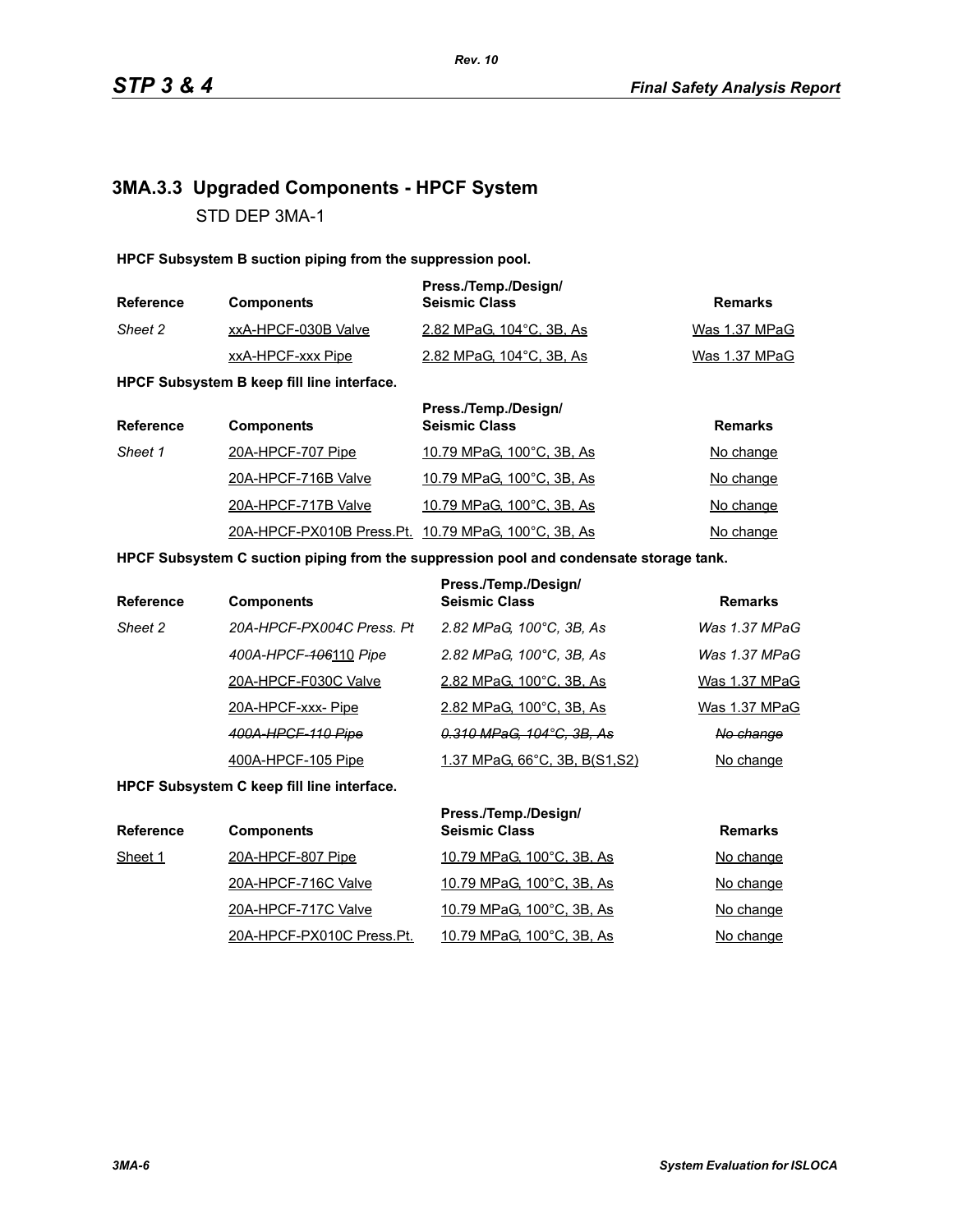## 3MA.3.3 Upgraded Components - HPCF System

STD DEP 3MA-1

**HPCF Subsystem B suction piping from the suppression pool.**

| Reference | Components | Press./Temp./Design/ Seismic Class | Remarks |
|---|---|---|---|
| *Sheet 2* | xxA-HPCF-030B Valve | 2.82 MPaG, 104°C, 3B, As | Was 1.37 MPaG |
| | xxA-HPCF-xxx Pipe | 2.82 MPaG, 104°C, 3B, As | Was 1.37 MPaG |

**HPCF Subsystem B keep fill line interface.**

| Reference | Components | Press./Temp./Design/ Seismic Class | Remarks |
|---|---|---|---|
| *Sheet 1* | 20A-HPCF-707 Pipe | 10.79 MPaG, 100°C, 3B, As | No change |
| | 20A-HPCF-716B Valve | 10.79 MPaG, 100°C, 3B, As | No change |
| | 20A-HPCF-717B Valve | 10.79 MPaG, 100°C, 3B, As | No change |
| | 20A-HPCF-PX010B Press.Pt. | 10.79 MPaG, 100°C, 3B, As | No change |

**HPCF Subsystem C suction piping from the suppression pool and condensate storage tank.**

| Reference | Components | Press./Temp./Design/ Seismic Class | Remarks |
|---|---|---|---|
| *Sheet 2* | *20A-HPCF-PX004C Press. Pt* | *2.82 MPaG, 100°C, 3B, As* | *Was 1.37 MPaG* |
| | *400A-HPCF-~~106~~110 Pipe* | *2.82 MPaG, 100°C, 3B, As* | *Was 1.37 MPaG* |
| | 20A-HPCF-F030C Valve | 2.82 MPaG, 100°C, 3B, As | Was 1.37 MPaG |
| | 20A-HPCF-xxx- Pipe | 2.82 MPaG, 100°C, 3B, As | Was 1.37 MPaG |
| | ~~*400A-HPCF-110 Pipe*~~ | ~~*0.310 MPaG, 104°C, 3B, As*~~ | ~~*No change*~~ |
| | 400A-HPCF-105 Pipe | 1.37 MPaG, 66°C, 3B, B(S1,S2) | No change |

**HPCF Subsystem C keep fill line interface.**

| Reference | Components | Press./Temp./Design/ Seismic Class | Remarks |
|---|---|---|---|
| Sheet 1 | 20A-HPCF-807 Pipe | 10.79 MPaG, 100°C, 3B, As | No change |
| | 20A-HPCF-716C Valve | 10.79 MPaG, 100°C, 3B, As | No change |
| | 20A-HPCF-717C Valve | 10.79 MPaG, 100°C, 3B, As | No change |
| | 20A-HPCF-PX010C Press.Pt. | 10.79 MPaG, 100°C, 3B, As | No change |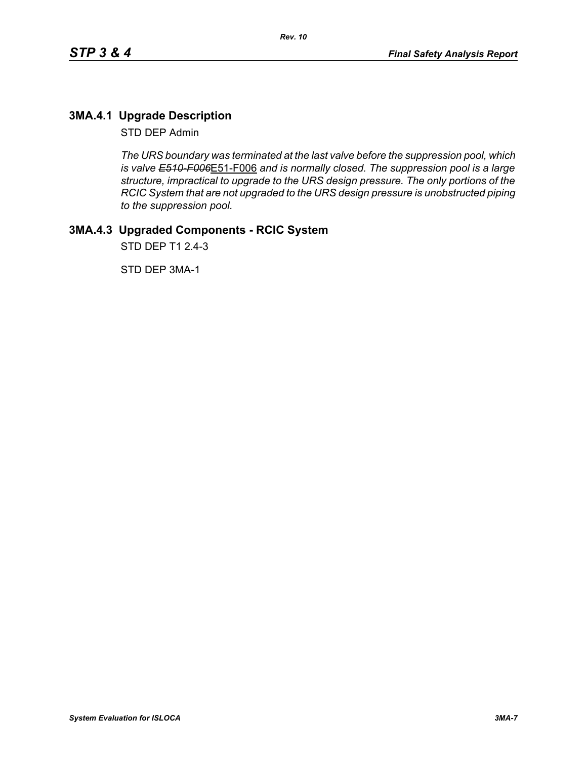## 3MA.4.1 Upgrade Description

STD DEP Admin

*The URS boundary was terminated at the last valve before the suppression pool, which is valve ~~E510-F006~~*<u>E51-F006</u> *and is normally closed. The suppression pool is a large structure, impractical to upgrade to the URS design pressure. The only portions of the RCIC System that are not upgraded to the URS design pressure is unobstructed piping to the suppression pool.*

## 3MA.4.3 Upgraded Components - RCIC System

STD DEP T1 2.4-3

STD DEP 3MA-1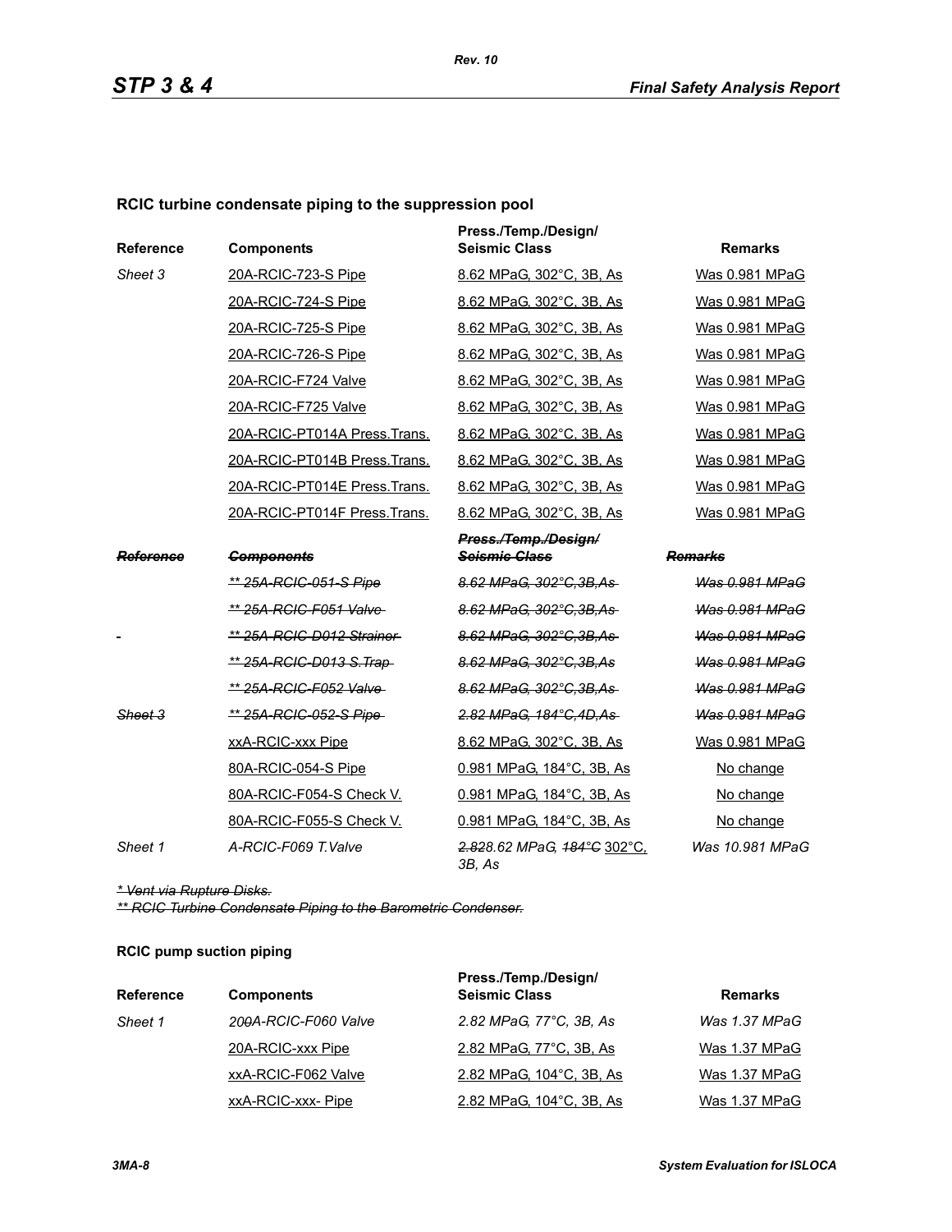**RCIC turbine condensate piping to the suppression pool**

| Reference | Components | Press./Temp./Design/ Seismic Class | Remarks |
|---|---|---|---|
| Sheet 3 | 20A-RCIC-723-S Pipe | 8.62 MPaG, 302°C, 3B, As | Was 0.981 MPaG |
| | 20A-RCIC-724-S Pipe | 8.62 MPaG, 302°C, 3B, As | Was 0.981 MPaG |
| | 20A-RCIC-725-S Pipe | 8.62 MPaG, 302°C, 3B, As | Was 0.981 MPaG |
| | 20A-RCIC-726-S Pipe | 8.62 MPaG, 302°C, 3B, As | Was 0.981 MPaG |
| | 20A-RCIC-F724 Valve | 8.62 MPaG, 302°C, 3B, As | Was 0.981 MPaG |
| | 20A-RCIC-F725 Valve | 8.62 MPaG, 302°C, 3B, As | Was 0.981 MPaG |
| | 20A-RCIC-PT014A Press.Trans. | 8.62 MPaG, 302°C, 3B, As | Was 0.981 MPaG |
| | 20A-RCIC-PT014B Press.Trans. | 8.62 MPaG, 302°C, 3B, As | Was 0.981 MPaG |
| | 20A-RCIC-PT014E Press.Trans. | 8.62 MPaG, 302°C, 3B, As | Was 0.981 MPaG |
| | 20A-RCIC-PT014F Press.Trans. | 8.62 MPaG, 302°C, 3B, As | Was 0.981 MPaG |
| ~~Reference~~ | ~~Components~~ | ~~Press./Temp./Design/ Seismic Class~~ | ~~Remarks~~ |
| | ~~** 25A-RCIC-051-S Pipe~~ | ~~8.62 MPaG, 302°C,3B,As~~ | ~~Was 0.981 MPaG~~ |
| | ~~** 25A-RCIC-F051 Valve~~ | ~~8.62 MPaG, 302°C,3B,As~~ | ~~Was 0.981 MPaG~~ |
| | ~~** 25A-RCIC-D012 Strainer~~ | ~~8.62 MPaG, 302°C,3B,As~~ | ~~Was 0.981 MPaG~~ |
| | ~~** 25A-RCIC-D013 S.Trap~~ | ~~8.62 MPaG, 302°C,3B,As~~ | ~~Was 0.981 MPaG~~ |
| | ~~** 25A-RCIC-F052 Valve~~ | ~~8.62 MPaG, 302°C,3B,As~~ | ~~Was 0.981 MPaG~~ |
| ~~Sheet 3~~ | ~~** 25A-RCIC-052-S Pipe~~ | ~~2.82 MPaG, 184°C,4D,As~~ | ~~Was 0.981 MPaG~~ |
| | xxA-RCIC-xxx Pipe | 8.62 MPaG, 302°C, 3B, As | Was 0.981 MPaG |
| | 80A-RCIC-054-S Pipe | 0.981 MPaG, 184°C, 3B, As | No change |
| | 80A-RCIC-F054-S Check V. | 0.981 MPaG, 184°C, 3B, As | No change |
| | 80A-RCIC-F055-S Check V. | 0.981 MPaG, 184°C, 3B, As | No change |
| *Sheet 1* | *A-RCIC-F069 T.Valve* | *~~2.82~~8.62 MPaG, ~~184°C~~* 302°C, *3B, As* | *Was 10.981 MPaG* |

~~* Vent via Rupture Disks.~~
~~** RCIC Turbine Condensate Piping to the Barometric Condenser.~~

**RCIC pump suction piping**

| Reference | Components | Press./Temp./Design/ Seismic Class | Remarks |
|---|---|---|---|
| *Sheet 1* | *20~~0~~A-RCIC-F060 Valve* | *2.82 MPaG, 77°C, 3B, As* | *Was 1.37 MPaG* |
| | 20A-RCIC-xxx Pipe | 2.82 MPaG, 77°C, 3B, As | Was 1.37 MPaG |
| | xxA-RCIC-F062 Valve | 2.82 MPaG, 104°C, 3B, As | Was 1.37 MPaG |
| | xxA-RCIC-xxx- Pipe | 2.82 MPaG, 104°C, 3B, As | Was 1.37 MPaG |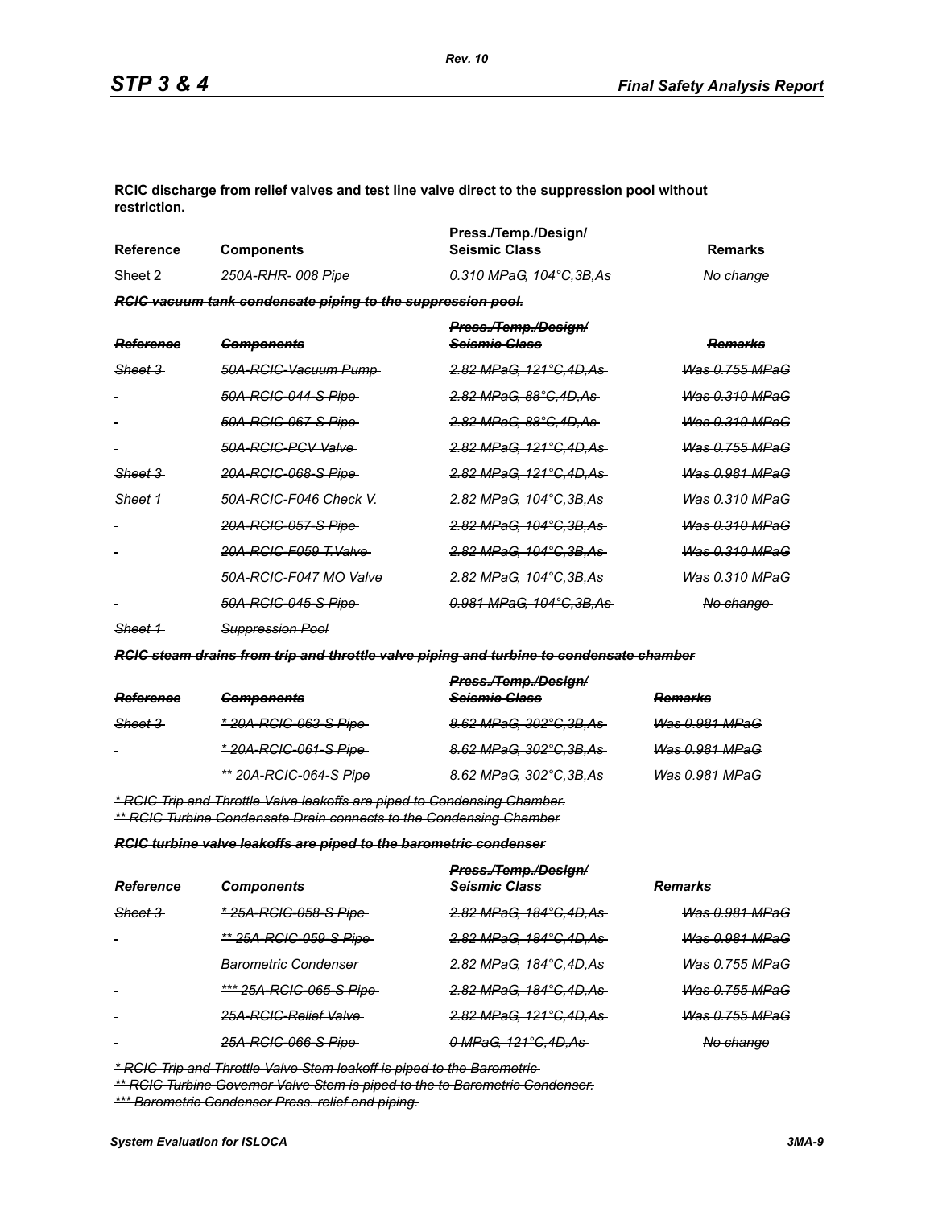**RCIC discharge from relief valves and test line valve direct to the suppression pool without restriction.**

| Reference | Components | Press./Temp./Design/ Seismic Class | Remarks |
|---|---|---|---|
| Sheet 2 | *250A-RHR- 008 Pipe* | *0.310 MPaG, 104°C,3B,As* | *No change* |

~~***RCIC vacuum tank condensate piping to the suppression pool.***~~

| ~~*Reference*~~ | ~~*Components*~~ | ~~*Press./Temp./Design/ Seismic Class*~~ | ~~*Remarks*~~ |
|---|---|---|---|
| ~~*Sheet 3*~~ | ~~*50A-RCIC-Vacuum Pump*~~ | ~~*2.82 MPaG, 121°C,4D,As*~~ | ~~*Was 0.755 MPaG*~~ |
| - | ~~*50A-RCIC-044-S Pipe*~~ | ~~*2.82 MPaG, 88°C,4D,As*~~ | ~~*Was 0.310 MPaG*~~ |
| - | ~~*50A-RCIC-067-S Pipe*~~ | ~~*2.82 MPaG, 88°C,4D,As*~~ | ~~*Was 0.310 MPaG*~~ |
| - | ~~*50A-RCIC-PCV Valve*~~ | ~~*2.82 MPaG, 121°C,4D,As*~~ | ~~*Was 0.755 MPaG*~~ |
| ~~*Sheet 3*~~ | ~~*20A-RCIC-068-S Pipe*~~ | ~~*2.82 MPaG, 121°C,4D,As*~~ | ~~*Was 0.981 MPaG*~~ |
| ~~*Sheet 1*~~ | ~~*50A-RCIC-F046 Check V.*~~ | ~~*2.82 MPaG, 104°C,3B,As*~~ | ~~*Was 0.310 MPaG*~~ |
| - | ~~*20A-RCIC-057-S Pipe*~~ | ~~*2.82 MPaG, 104°C,3B,As*~~ | ~~*Was 0.310 MPaG*~~ |
| - | ~~*20A-RCIC-F059 T.Valve*~~ | ~~*2.82 MPaG, 104°C,3B,As*~~ | ~~*Was 0.310 MPaG*~~ |
| - | ~~*50A-RCIC-F047 MO Valve*~~ | ~~*2.82 MPaG, 104°C,3B,As*~~ | ~~*Was 0.310 MPaG*~~ |
| - | ~~*50A-RCIC-045-S Pipe*~~ | ~~*0.981 MPaG, 104°C,3B,As*~~ | ~~*No change*~~ |
| ~~*Sheet 1*~~ | ~~*Suppression Pool*~~ | | |

~~***RCIC steam drains from trip and throttle valve piping and turbine to condensate chamber***~~

| ~~*Reference*~~ | ~~*Components*~~ | ~~*Press./Temp./Design/ Seismic Class*~~ | ~~*Remarks*~~ |
|---|---|---|---|
| ~~*Sheet 3*~~ | ~~** 20A-RCIC-063-S Pipe*~~ | ~~*8.62 MPaG, 302°C,3B,As*~~ | ~~*Was 0.981 MPaG*~~ |
| - | ~~** 20A-RCIC-061-S Pipe*~~ | ~~*8.62 MPaG, 302°C,3B,As*~~ | ~~*Was 0.981 MPaG*~~ |
| - | ~~*** 20A-RCIC-064-S Pipe*~~ | ~~*8.62 MPaG, 302°C,3B,As*~~ | ~~*Was 0.981 MPaG*~~ |

~~** RCIC Trip and Throttle Valve leakoffs are piped to Condensing Chamber.*~~
~~*** RCIC Turbine Condensate Drain connects to the Condensing Chamber*~~

~~***RCIC turbine valve leakoffs are piped to the barometric condenser***~~

| ~~*Reference*~~ | ~~*Components*~~ | ~~*Press./Temp./Design/ Seismic Class*~~ | ~~*Remarks*~~ |
|---|---|---|---|
| ~~*Sheet 3*~~ | ~~** 25A-RCIC-058-S Pipe*~~ | ~~*2.82 MPaG, 184°C,4D,As*~~ | ~~*Was 0.981 MPaG*~~ |
| - | ~~*** 25A-RCIC-059-S Pipe*~~ | ~~*2.82 MPaG, 184°C,4D,As*~~ | ~~*Was 0.981 MPaG*~~ |
| - | ~~*Barometric Condenser*~~ | ~~*2.82 MPaG, 184°C,4D,As*~~ | ~~*Was 0.755 MPaG*~~ |
| - | ~~**** 25A-RCIC-065-S Pipe*~~ | ~~*2.82 MPaG, 184°C,4D,As*~~ | ~~*Was 0.755 MPaG*~~ |
| - | ~~*25A-RCIC-Relief Valve*~~ | ~~*2.82 MPaG, 121°C,4D,As*~~ | ~~*Was 0.755 MPaG*~~ |
| - | ~~*25A-RCIC-066-S Pipe*~~ | ~~*0 MPaG, 121°C,4D,As*~~ | ~~*No change*~~ |

~~** RCIC Trip and Throttle Valve Stem leakoff is piped to the Barometric*~~
~~*** RCIC Turbine Governor Valve Stem is piped to the to Barometric Condenser.*~~
~~**** Barometric Condenser Press. relief and piping.*~~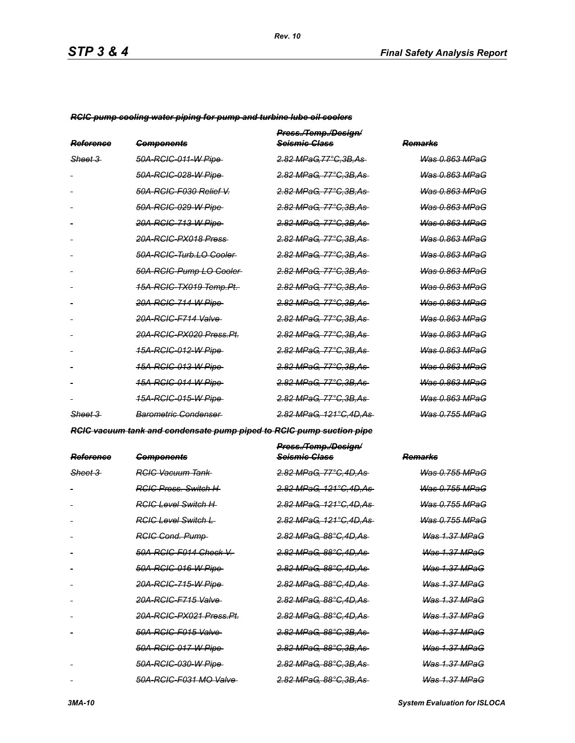~~*RCIC pump cooling water piping for pump and turbine lube oil coolers*~~

| ~~*Reference*~~ | ~~*Components*~~ | ~~*Press./Temp./Design/ Seismic Class*~~ | ~~*Remarks*~~ |
|---|---|---|---|
| ~~*Sheet 3*~~ | ~~*50A-RCIC-011-W Pipe*~~ | ~~*2.82 MPaG,77°C,3B,As*~~ | ~~*Was 0.863 MPaG*~~ |
| - | ~~*50A-RCIC-028-W Pipe*~~ | ~~*2.82 MPaG, 77°C,3B,As*~~ | ~~*Was 0.863 MPaG*~~ |
| - | ~~*50A-RCIC-F030 Relief V.*~~ | ~~*2.82 MPaG, 77°C,3B,As*~~ | ~~*Was 0.863 MPaG*~~ |
| - | ~~*50A-RCIC-029-W Pipe*~~ | ~~*2.82 MPaG, 77°C,3B,As*~~ | ~~*Was 0.863 MPaG*~~ |
| - | ~~*20A-RCIC-713-W Pipe*~~ | ~~*2.82 MPaG, 77°C,3B,As*~~ | ~~*Was 0.863 MPaG*~~ |
| - | ~~*20A-RCIC-PX018 Press*~~ | ~~*2.82 MPaG, 77°C,3B,As*~~ | ~~*Was 0.863 MPaG*~~ |
| - | ~~*50A-RCIC-Turb.LO Cooler*~~ | ~~*2.82 MPaG, 77°C,3B,As*~~ | ~~*Was 0.863 MPaG*~~ |
| - | ~~*50A-RCIC-Pump LO Cooler*~~ | ~~*2.82 MPaG, 77°C,3B,As*~~ | ~~*Was 0.863 MPaG*~~ |
| - | ~~*15A-RCIC-TX019 Temp.Pt.*~~ | ~~*2.82 MPaG, 77°C,3B,As*~~ | ~~*Was 0.863 MPaG*~~ |
| - | ~~*20A-RCIC-714-W Pipe*~~ | ~~*2.82 MPaG, 77°C,3B,As*~~ | ~~*Was 0.863 MPaG*~~ |
| - | ~~*20A-RCIC-F714 Valve*~~ | ~~*2.82 MPaG, 77°C,3B,As*~~ | ~~*Was 0.863 MPaG*~~ |
| - | ~~*20A-RCIC-PX020 Press.Pt.*~~ | ~~*2.82 MPaG, 77°C,3B,As*~~ | ~~*Was 0.863 MPaG*~~ |
| - | ~~*15A-RCIC-012-W Pipe*~~ | ~~*2.82 MPaG, 77°C,3B,As*~~ | ~~*Was 0.863 MPaG*~~ |
| - | ~~*15A-RCIC-013-W Pipe*~~ | ~~*2.82 MPaG, 77°C,3B,As*~~ | ~~*Was 0.863 MPaG*~~ |
| - | ~~*15A-RCIC-014-W Pipe*~~ | ~~*2.82 MPaG, 77°C,3B,As*~~ | ~~*Was 0.863 MPaG*~~ |
| - | ~~*15A-RCIC-015-W Pipe*~~ | ~~*2.82 MPaG, 77°C,3B,As*~~ | ~~*Was 0.863 MPaG*~~ |
| ~~*Sheet 3*~~ | ~~*Barometric Condenser*~~ | ~~*2.82 MPaG, 121°C,4D,As*~~ | ~~*Was 0.755 MPaG*~~ |

~~*RCIC vacuum tank and condensate pump piped to RCIC pump suction pipe*~~

| ~~*Reference*~~ | ~~*Components*~~ | ~~*Press./Temp./Design/ Seismic Class*~~ | ~~*Remarks*~~ |
|---|---|---|---|
| ~~*Sheet 3*~~ | ~~*RCIC Vacuum Tank*~~ | ~~*2.82 MPaG, 77°C,4D,As*~~ | ~~*Was 0.755 MPaG*~~ |
| - | ~~*RCIC Press. Switch H*~~ | ~~*2.82 MPaG, 121°C,4D,As*~~ | ~~*Was 0.755 MPaG*~~ |
| - | ~~*RCIC Level Switch H*~~ | ~~*2.82 MPaG, 121°C,4D,As*~~ | ~~*Was 0.755 MPaG*~~ |
| - | ~~*RCIC Level Switch L*~~ | ~~*2.82 MPaG, 121°C,4D,As*~~ | ~~*Was 0.755 MPaG*~~ |
| - | ~~*RCIC Cond. Pump*~~ | ~~*2.82 MPaG, 88°C,4D,As*~~ | ~~*Was 1.37 MPaG*~~ |
| - | ~~*50A-RCIC-F014 Check V.*~~ | ~~*2.82 MPaG, 88°C,4D,As*~~ | ~~*Was 1.37 MPaG*~~ |
| - | ~~*50A-RCIC-016-W Pipe*~~ | ~~*2.82 MPaG, 88°C,4D,As*~~ | ~~*Was 1.37 MPaG*~~ |
| - | ~~*20A-RCIC-715-W Pipe*~~ | ~~*2.82 MPaG, 88°C,4D,As*~~ | ~~*Was 1.37 MPaG*~~ |
| - | ~~*20A-RCIC-F715 Valve*~~ | ~~*2.82 MPaG, 88°C,4D,As*~~ | ~~*Was 1.37 MPaG*~~ |
| - | ~~*20A-RCIC-PX021 Press.Pt.*~~ | ~~*2.82 MPaG, 88°C,4D,As*~~ | ~~*Was 1.37 MPaG*~~ |
| - | ~~*50A-RCIC-F015 Valve*~~ | ~~*2.82 MPaG, 88°C,3B,As*~~ | ~~*Was 1.37 MPaG*~~ |
| | ~~*50A-RCIC-017-W Pipe*~~ | ~~*2.82 MPaG, 88°C,3B,As*~~ | ~~*Was 1.37 MPaG*~~ |
| - | ~~*50A-RCIC-030-W Pipe*~~ | ~~*2.82 MPaG, 88°C,3B,As*~~ | ~~*Was 1.37 MPaG*~~ |
| - | ~~*50A-RCIC-F031 MO Valve*~~ | ~~*2.82 MPaG, 88°C,3B,As*~~ | ~~*Was 1.37 MPaG*~~ |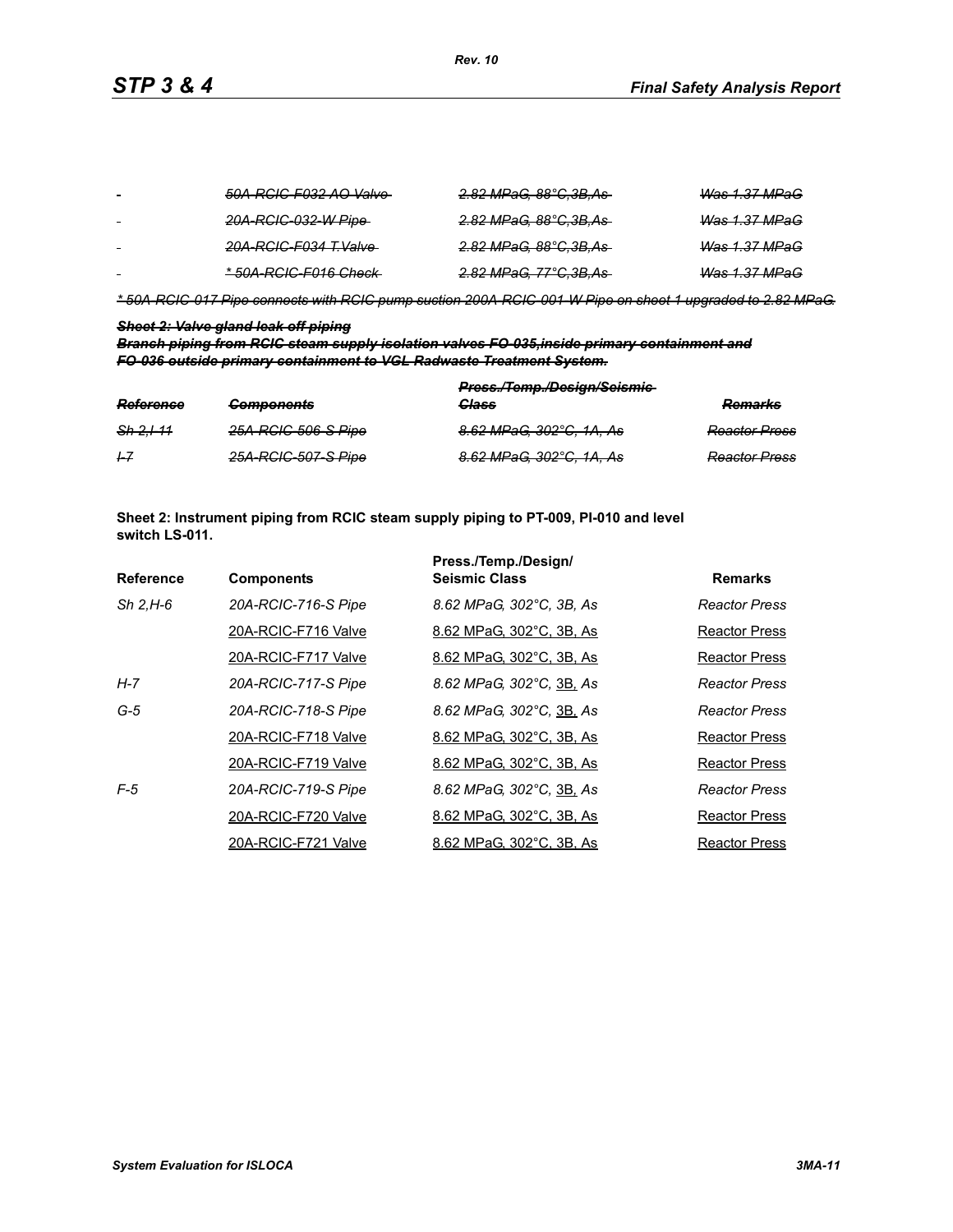| | | | |
|---|---|---|---|
| - | ~~*50A-RCIC-F032 AO Valve*~~ | ~~*2.82 MPaG, 88°C,3B,As*~~ | ~~*Was 1.37 MPaG*~~ |
| - | ~~*20A-RCIC-032-W Pipe*~~ | ~~*2.82 MPaG, 88°C,3B,As*~~ | ~~*Was 1.37 MPaG*~~ |
| - | ~~*20A-RCIC-F034 T.Valve*~~ | ~~*2.82 MPaG, 88°C,3B,As*~~ | ~~*Was 1.37 MPaG*~~ |
| - | ~~** 50A-RCIC-F016 Check*~~ | ~~*2.82 MPaG, 77°C,3B,As*~~ | ~~*Was 1.37 MPaG*~~ |

~~** 50A-RCIC-017 Pipe connects with RCIC pump suction 200A-RCIC-001-W Pipe on sheet 1 upgraded to 2.82 MPaG.*~~

~~***Sheet 2: Valve gland leak-off piping***~~

~~***Branch piping from RCIC steam supply isolation valves FO-035,inside primary containment and FO-036 outside primary containment to VGL Radwaste Treatment System.***~~

| ~~***Reference***~~ | ~~***Components***~~ | ~~***Press./Temp./Design/Seismic Class***~~ | ~~***Remarks***~~ |
|---|---|---|---|
| ~~*Sh 2,I-11*~~ | ~~*25A-RCIC-506-S Pipe*~~ | ~~*8.62 MPaG, 302°C, 1A, As*~~ | ~~*Reactor Press*~~ |
| ~~*I-7*~~ | ~~*25A-RCIC-507-S Pipe*~~ | ~~*8.62 MPaG, 302°C, 1A, As*~~ | ~~*Reactor Press*~~ |

**Sheet 2: Instrument piping from RCIC steam supply piping to PT-009, PI-010 and level switch LS-011.**

| Reference | Components | Press./Temp./Design/ Seismic Class | Remarks |
|---|---|---|---|
| *Sh 2,H-6* | *20A-RCIC-716-S Pipe* | *8.62 MPaG, 302°C, 3B, As* | *Reactor Press* |
| | <u>20A-RCIC-F716 Valve</u> | <u>8.62 MPaG, 302°C, 3B, As</u> | <u>Reactor Press</u> |
| | <u>20A-RCIC-F717 Valve</u> | <u>8.62 MPaG, 302°C, 3B, As</u> | <u>Reactor Press</u> |
| *H-7* | *20A-RCIC-717-S Pipe* | *8.62 MPaG, 302°C, <u>3B,</u> As* | *Reactor Press* |
| *G-5* | *20A-RCIC-718-S Pipe* | *8.62 MPaG, 302°C, <u>3B,</u> As* | *Reactor Press* |
| | <u>20A-RCIC-F718 Valve</u> | <u>8.62 MPaG, 302°C, 3B, As</u> | <u>Reactor Press</u> |
| | <u>20A-RCIC-F719 Valve</u> | <u>8.62 MPaG, 302°C, 3B, As</u> | <u>Reactor Press</u> |
| *F-5* | *20A-RCIC-719-S Pipe* | *8.62 MPaG, 302°C, <u>3B,</u> As* | *Reactor Press* |
| | <u>20A-RCIC-F720 Valve</u> | <u>8.62 MPaG, 302°C, 3B, As</u> | <u>Reactor Press</u> |
| | <u>20A-RCIC-F721 Valve</u> | <u>8.62 MPaG, 302°C, 3B, As</u> | <u>Reactor Press</u> |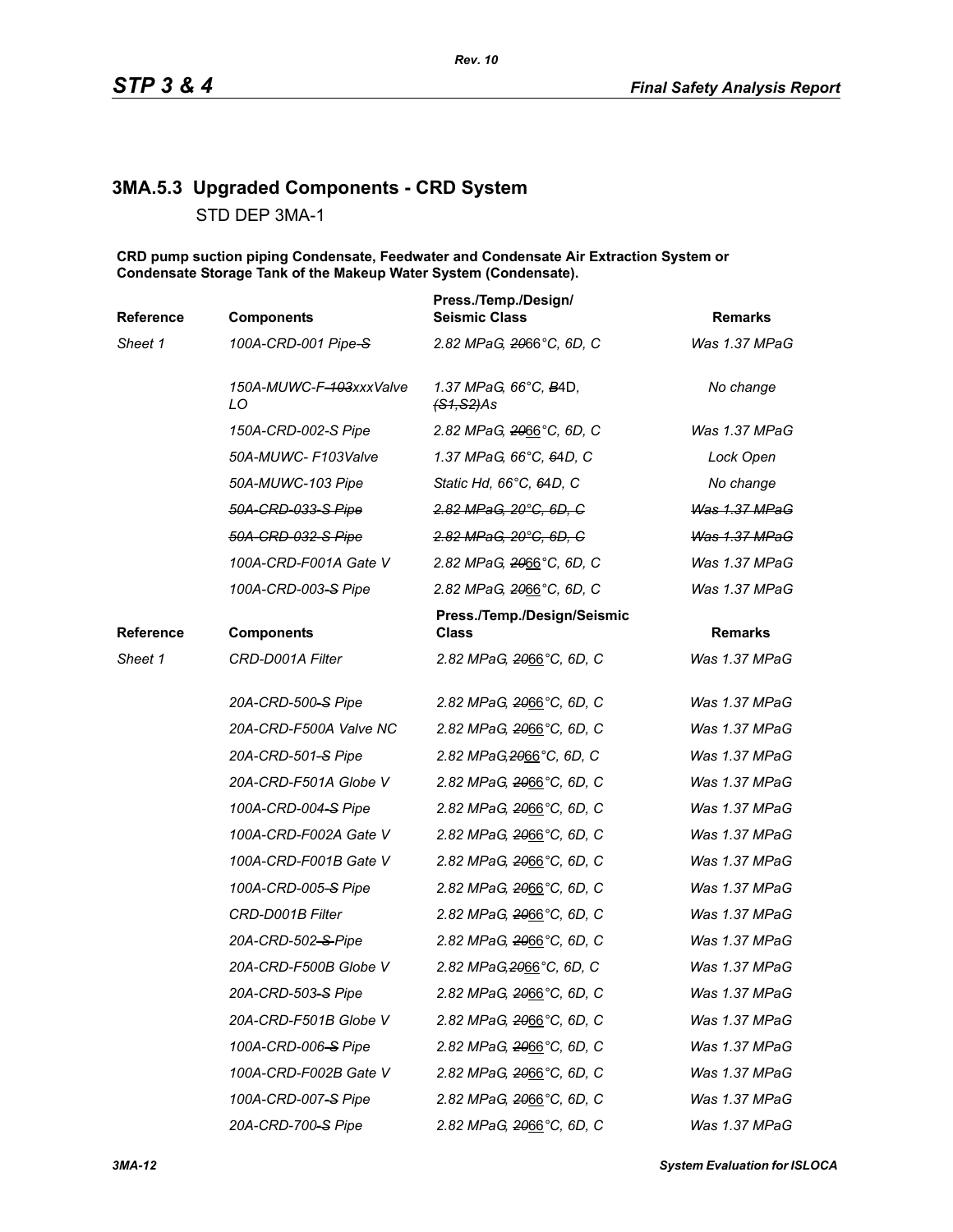## 3MA.5.3 Upgraded Components - CRD System

STD DEP 3MA-1

**CRD pump suction piping Condensate, Feedwater and Condensate Air Extraction System or Condensate Storage Tank of the Makeup Water System (Condensate).**

| Reference | Components | Press./Temp./Design/ Seismic Class | Remarks |
|---|---|---|---|
| *Sheet 1* | *100A-CRD-001 Pipe ~~-S~~* | *2.82 MPaG, ~~20~~66°C, 6D, C* | *Was 1.37 MPaG* |
| | *150A-MUWC-F-~~103~~xxxValve LO* | *1.37 MPaG, 66°C, ~~B~~4D, ~~(S1,S2)~~As* | *No change* |
| | *150A-CRD-002-S Pipe* | *2.82 MPaG, ~~20~~66°C, 6D, C* | *Was 1.37 MPaG* |
| | *50A-MUWC- F103Valve* | *1.37 MPaG, 66°C, ~~6~~4D, C* | *Lock Open* |
| | *50A-MUWC-103 Pipe* | *Static Hd, 66°C, ~~6~~4D, C* | *No change* |
| | ~~*50A-CRD-033-S Pipe*~~ | ~~*2.82 MPaG, 20°C, 6D, C*~~ | ~~*Was 1.37 MPaG*~~ |
| | ~~*50A-CRD-032-S Pipe*~~ | ~~*2.82 MPaG, 20°C, 6D, C*~~ | ~~*Was 1.37 MPaG*~~ |
| | *100A-CRD-F001A Gate V* | *2.82 MPaG, ~~20~~66°C, 6D, C* | *Was 1.37 MPaG* |
| | *100A-CRD-003~~-S~~ Pipe* | *2.82 MPaG, ~~20~~66°C, 6D, C* | *Was 1.37 MPaG* |

| Reference | Components | Press./Temp./Design/Seismic Class | Remarks |
|---|---|---|---|
| *Sheet 1* | *CRD-D001A Filter* | *2.82 MPaG, ~~20~~66°C, 6D, C* | *Was 1.37 MPaG* |
| | *20A-CRD-500~~-S~~ Pipe* | *2.82 MPaG, ~~20~~66°C, 6D, C* | *Was 1.37 MPaG* |
| | *20A-CRD-F500A Valve NC* | *2.82 MPaG, ~~20~~66°C, 6D, C* | *Was 1.37 MPaG* |
| | *20A-CRD-501~~-S~~ Pipe* | *2.82 MPaG,~~20~~66°C, 6D, C* | *Was 1.37 MPaG* |
| | *20A-CRD-F501A Globe V* | *2.82 MPaG, ~~20~~66°C, 6D, C* | *Was 1.37 MPaG* |
| | *100A-CRD-004~~-S~~ Pipe* | *2.82 MPaG, ~~20~~66°C, 6D, C* | *Was 1.37 MPaG* |
| | *100A-CRD-F002A Gate V* | *2.82 MPaG, ~~20~~66°C, 6D, C* | *Was 1.37 MPaG* |
| | *100A-CRD-F001B Gate V* | *2.82 MPaG, ~~20~~66°C, 6D, C* | *Was 1.37 MPaG* |
| | *100A-CRD-005~~-S~~ Pipe* | *2.82 MPaG, ~~20~~66°C, 6D, C* | *Was 1.37 MPaG* |
| | *CRD-D001B Filter* | *2.82 MPaG, ~~20~~66°C, 6D, C* | *Was 1.37 MPaG* |
| | *20A-CRD-502~~-S~~ Pipe* | *2.82 MPaG, ~~20~~66°C, 6D, C* | *Was 1.37 MPaG* |
| | *20A-CRD-F500B Globe V* | *2.82 MPaG,~~20~~66°C, 6D, C* | *Was 1.37 MPaG* |
| | *20A-CRD-503~~-S~~ Pipe* | *2.82 MPaG, ~~20~~66°C, 6D, C* | *Was 1.37 MPaG* |
| | *20A-CRD-F501B Globe V* | *2.82 MPaG, ~~20~~66°C, 6D, C* | *Was 1.37 MPaG* |
| | *100A-CRD-006~~-S~~ Pipe* | *2.82 MPaG, ~~20~~66°C, 6D, C* | *Was 1.37 MPaG* |
| | *100A-CRD-F002B Gate V* | *2.82 MPaG, ~~20~~66°C, 6D, C* | *Was 1.37 MPaG* |
| | *100A-CRD-007~~-S~~ Pipe* | *2.82 MPaG, ~~20~~66°C, 6D, C* | *Was 1.37 MPaG* |
| | *20A-CRD-700~~-S~~ Pipe* | *2.82 MPaG, ~~20~~66°C, 6D, C* | *Was 1.37 MPaG* |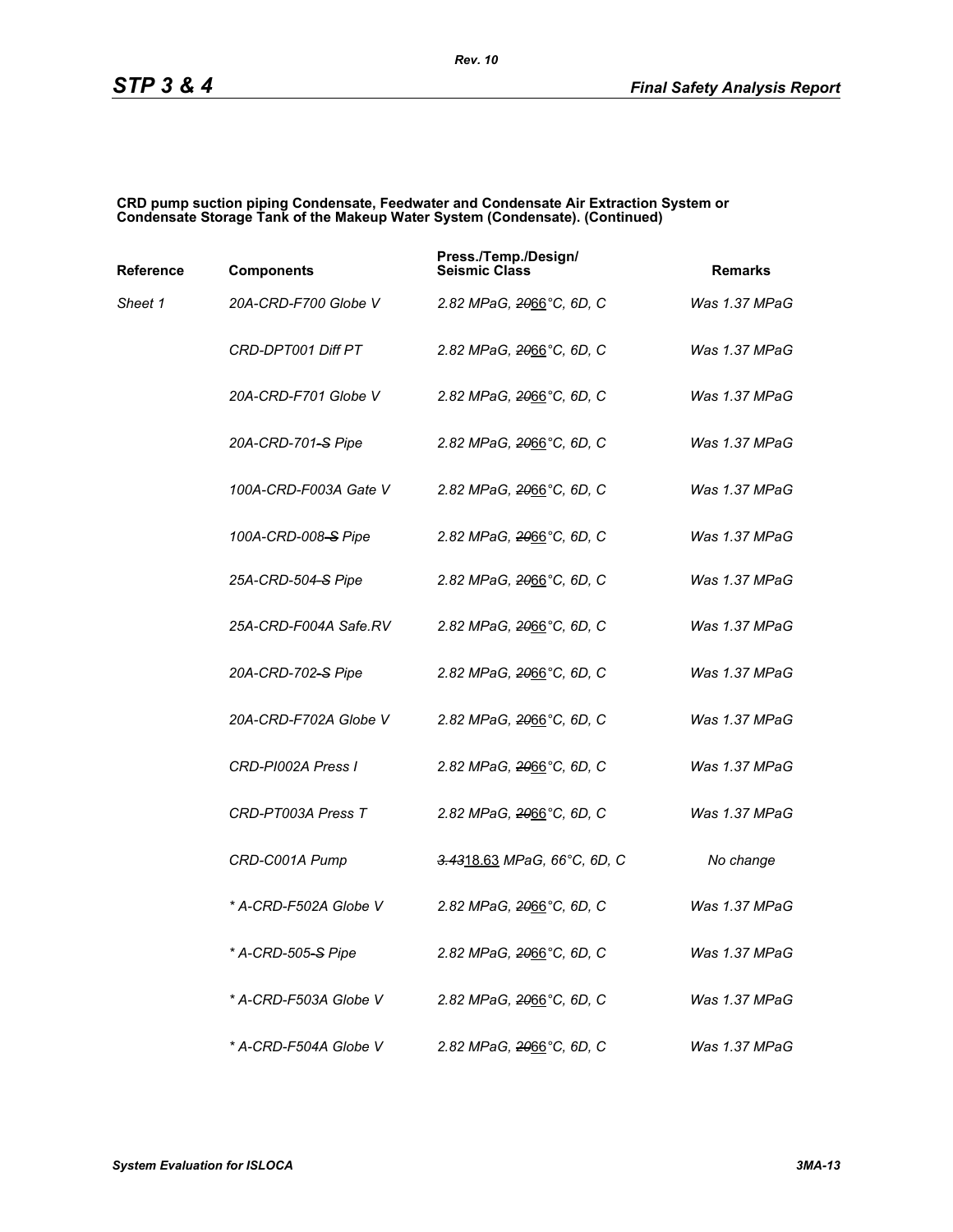**CRD pump suction piping Condensate, Feedwater and Condensate Air Extraction System or Condensate Storage Tank of the Makeup Water System (Condensate). (Continued)**

| Reference | Components | Press./Temp./Design/ Seismic Class | Remarks |
|---|---|---|---|
| *Sheet 1* | *20A-CRD-F700 Globe V* | *2.82 MPaG, ~~20~~66°C, 6D, C* | *Was 1.37 MPaG* |
| | *CRD-DPT001 Diff PT* | *2.82 MPaG, ~~20~~66°C, 6D, C* | *Was 1.37 MPaG* |
| | *20A-CRD-F701 Globe V* | *2.82 MPaG, ~~20~~66°C, 6D, C* | *Was 1.37 MPaG* |
| | *20A-CRD-701~~-S~~ Pipe* | *2.82 MPaG, ~~20~~66°C, 6D, C* | *Was 1.37 MPaG* |
| | *100A-CRD-F003A Gate V* | *2.82 MPaG, ~~20~~66°C, 6D, C* | *Was 1.37 MPaG* |
| | *100A-CRD-008~~-S~~ Pipe* | *2.82 MPaG, ~~20~~66°C, 6D, C* | *Was 1.37 MPaG* |
| | *25A-CRD-504~~-S~~ Pipe* | *2.82 MPaG, ~~20~~66°C, 6D, C* | *Was 1.37 MPaG* |
| | *25A-CRD-F004A Safe.RV* | *2.82 MPaG, ~~20~~66°C, 6D, C* | *Was 1.37 MPaG* |
| | *20A-CRD-702~~-S~~ Pipe* | *2.82 MPaG, ~~20~~66°C, 6D, C* | *Was 1.37 MPaG* |
| | *20A-CRD-F702A Globe V* | *2.82 MPaG, ~~20~~66°C, 6D, C* | *Was 1.37 MPaG* |
| | *CRD-PI002A Press I* | *2.82 MPaG, ~~20~~66°C, 6D, C* | *Was 1.37 MPaG* |
| | *CRD-PT003A Press T* | *2.82 MPaG, ~~20~~66°C, 6D, C* | *Was 1.37 MPaG* |
| | *CRD-C001A Pump* | *~~3.43~~18.63 MPaG, 66°C, 6D, C* | *No change* |
| | ** A-CRD-F502A Globe V* | *2.82 MPaG, ~~20~~66°C, 6D, C* | *Was 1.37 MPaG* |
| | ** A-CRD-505~~-S~~ Pipe* | *2.82 MPaG, ~~20~~66°C, 6D, C* | *Was 1.37 MPaG* |
| | ** A-CRD-F503A Globe V* | *2.82 MPaG, ~~20~~66°C, 6D, C* | *Was 1.37 MPaG* |
| | ** A-CRD-F504A Globe V* | *2.82 MPaG, ~~20~~66°C, 6D, C* | *Was 1.37 MPaG* |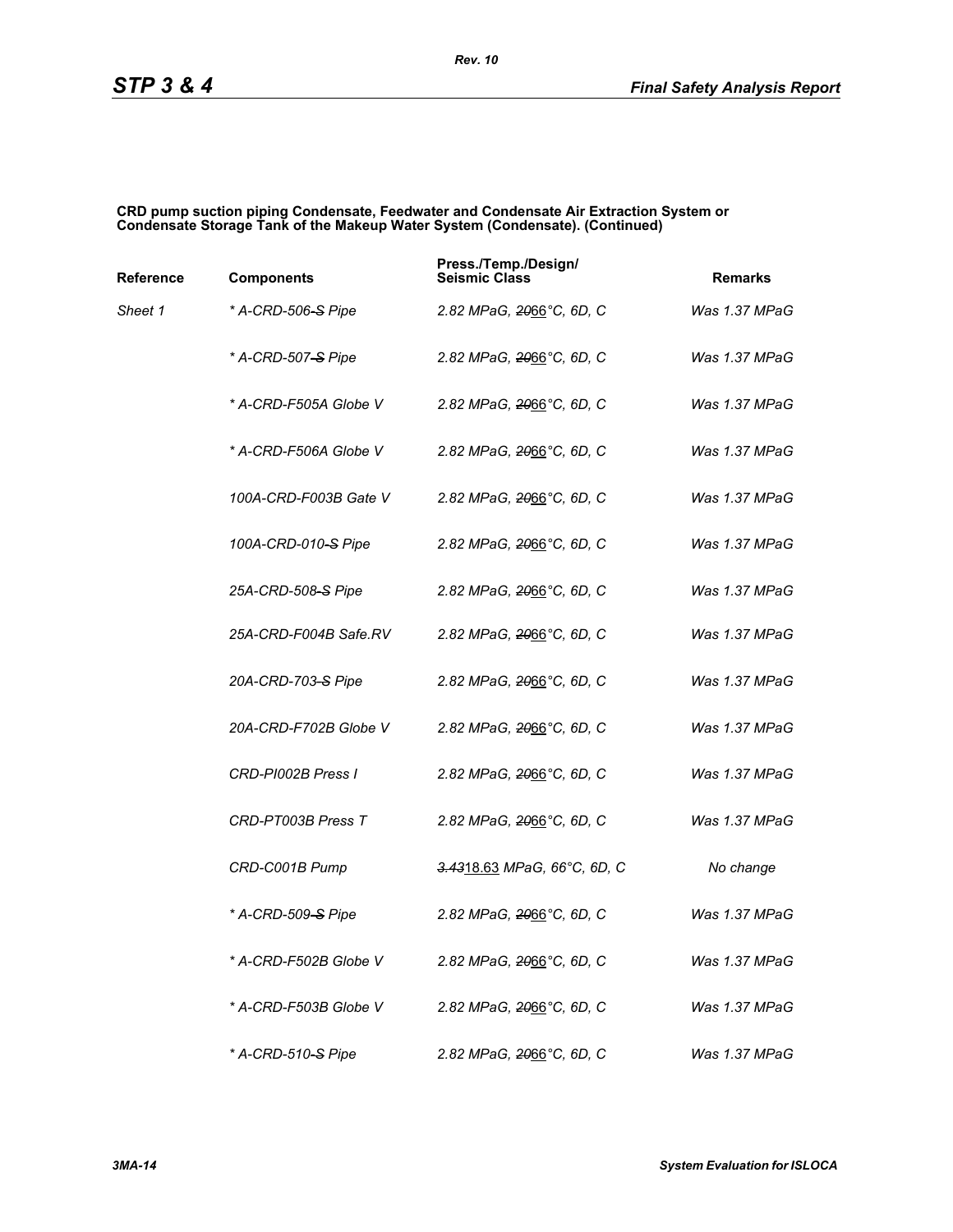**CRD pump suction piping Condensate, Feedwater and Condensate Air Extraction System or Condensate Storage Tank of the Makeup Water System (Condensate). (Continued)**

| Reference | Components | Press./Temp./Design/ Seismic Class | Remarks |
|---|---|---|---|
| *Sheet 1* | *\* A-CRD-506-S Pipe* | *2.82 MPaG, ~~20~~66°C, 6D, C* | *Was 1.37 MPaG* |
| | *\* A-CRD-507-S Pipe* | *2.82 MPaG, ~~20~~66°C, 6D, C* | *Was 1.37 MPaG* |
| | *\* A-CRD-F505A Globe V* | *2.82 MPaG, ~~20~~66°C, 6D, C* | *Was 1.37 MPaG* |
| | *\* A-CRD-F506A Globe V* | *2.82 MPaG, ~~20~~66°C, 6D, C* | *Was 1.37 MPaG* |
| | *100A-CRD-F003B Gate V* | *2.82 MPaG, ~~20~~66°C, 6D, C* | *Was 1.37 MPaG* |
| | *100A-CRD-010-S Pipe* | *2.82 MPaG, ~~20~~66°C, 6D, C* | *Was 1.37 MPaG* |
| | *25A-CRD-508-S Pipe* | *2.82 MPaG, ~~20~~66°C, 6D, C* | *Was 1.37 MPaG* |
| | *25A-CRD-F004B Safe.RV* | *2.82 MPaG, ~~20~~66°C, 6D, C* | *Was 1.37 MPaG* |
| | *20A-CRD-703-S Pipe* | *2.82 MPaG, ~~20~~66°C, 6D, C* | *Was 1.37 MPaG* |
| | *20A-CRD-F702B Globe V* | *2.82 MPaG, ~~20~~66°C, 6D, C* | *Was 1.37 MPaG* |
| | *CRD-PI002B Press I* | *2.82 MPaG, ~~20~~66°C, 6D, C* | *Was 1.37 MPaG* |
| | *CRD-PT003B Press T* | *2.82 MPaG, ~~20~~66°C, 6D, C* | *Was 1.37 MPaG* |
| | *CRD-C001B Pump* | *~~3.43~~18.63 MPaG, 66°C, 6D, C* | *No change* |
| | *\* A-CRD-509-S Pipe* | *2.82 MPaG, ~~20~~66°C, 6D, C* | *Was 1.37 MPaG* |
| | *\* A-CRD-F502B Globe V* | *2.82 MPaG, ~~20~~66°C, 6D, C* | *Was 1.37 MPaG* |
| | *\* A-CRD-F503B Globe V* | *2.82 MPaG, ~~20~~66°C, 6D, C* | *Was 1.37 MPaG* |
| | *\* A-CRD-510-S Pipe* | *2.82 MPaG, ~~20~~66°C, 6D, C* | *Was 1.37 MPaG* |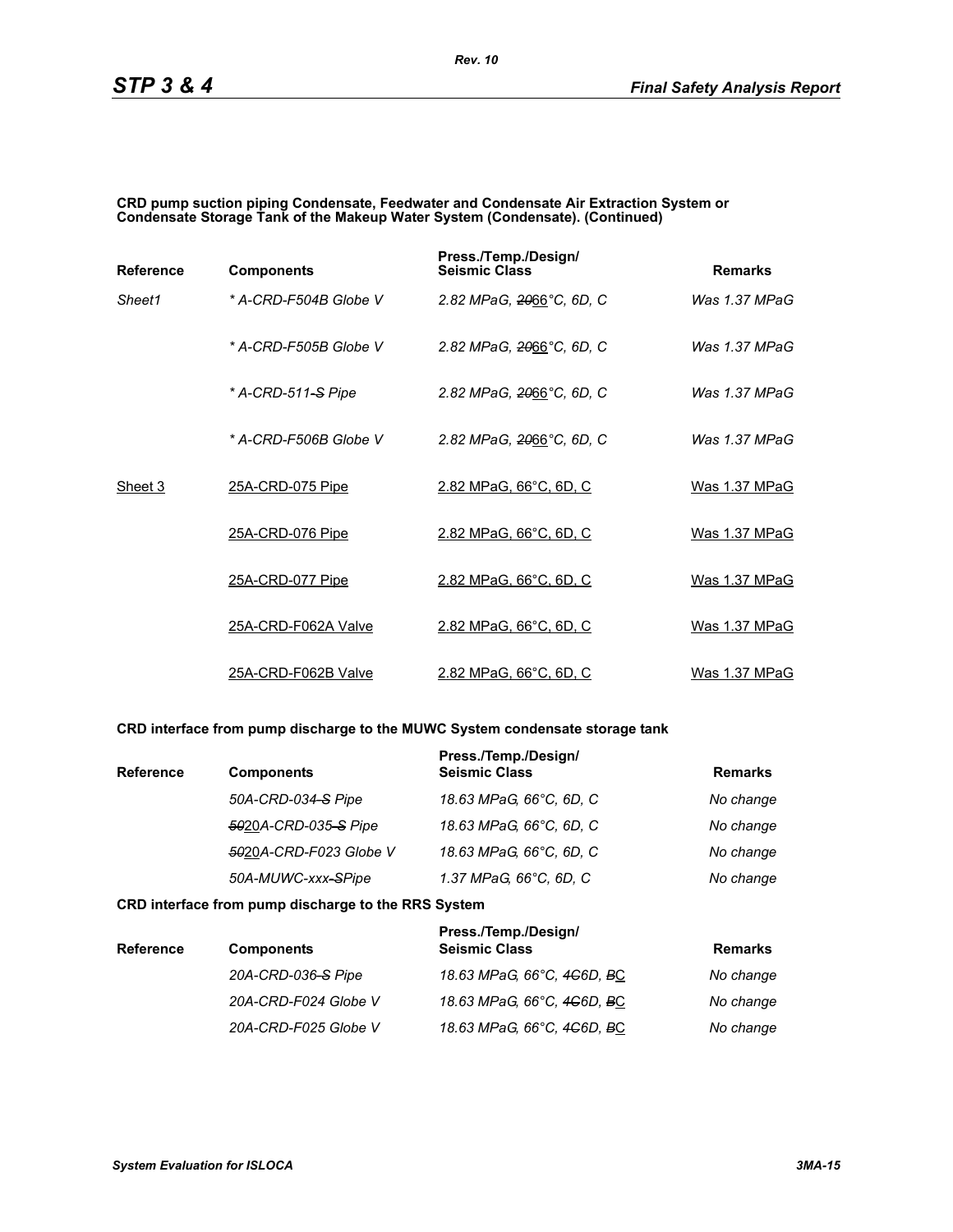**CRD pump suction piping Condensate, Feedwater and Condensate Air Extraction System or Condensate Storage Tank of the Makeup Water System (Condensate). (Continued)**

| Reference | Components | Press./Temp./Design/ Seismic Class | Remarks |
|---|---|---|---|
| *Sheet1* | *\* A-CRD-F504B Globe V* | *2.82 MPaG, ~~20~~66°C, 6D, C* | *Was 1.37 MPaG* |
| | *\* A-CRD-F505B Globe V* | *2.82 MPaG, ~~20~~66°C, 6D, C* | *Was 1.37 MPaG* |
| | *\* A-CRD-511~~-S~~ Pipe* | *2.82 MPaG, ~~20~~66°C, 6D, C* | *Was 1.37 MPaG* |
| | *\* A-CRD-F506B Globe V* | *2.82 MPaG, ~~20~~66°C, 6D, C* | *Was 1.37 MPaG* |
| Sheet 3 | 25A-CRD-075 Pipe | 2.82 MPaG, 66°C, 6D, C | Was 1.37 MPaG |
| | 25A-CRD-076 Pipe | 2.82 MPaG, 66°C, 6D, C | Was 1.37 MPaG |
| | 25A-CRD-077 Pipe | 2.82 MPaG, 66°C, 6D, C | Was 1.37 MPaG |
| | 25A-CRD-F062A Valve | 2.82 MPaG, 66°C, 6D, C | Was 1.37 MPaG |
| | 25A-CRD-F062B Valve | 2.82 MPaG, 66°C, 6D, C | Was 1.37 MPaG |

**CRD interface from pump discharge to the MUWC System condensate storage tank**

| Reference | Components | Press./Temp./Design/ Seismic Class | Remarks |
|---|---|---|---|
| | *50A-CRD-034~~-S~~ Pipe* | *18.63 MPaG, 66°C, 6D, C* | *No change* |
| | *~~50~~20A-CRD-035~~-S~~ Pipe* | *18.63 MPaG, 66°C, 6D, C* | *No change* |
| | *~~50~~20A-CRD-F023 Globe V* | *18.63 MPaG, 66°C, 6D, C* | *No change* |
| | *50A-MUWC-xxx~~-S~~Pipe* | *1.37 MPaG, 66°C, 6D, C* | *No change* |

**CRD interface from pump discharge to the RRS System**

| Reference | Components | Press./Temp./Design/ Seismic Class | Remarks |
|---|---|---|---|
| | *20A-CRD-036~~-S~~ Pipe* | *18.63 MPaG, 66°C, ~~4C~~6D, ~~B~~C* | *No change* |
| | *20A-CRD-F024 Globe V* | *18.63 MPaG, 66°C, ~~4C~~6D, ~~B~~C* | *No change* |
| | *20A-CRD-F025 Globe V* | *18.63 MPaG, 66°C, ~~4C~~6D, ~~B~~C* | *No change* |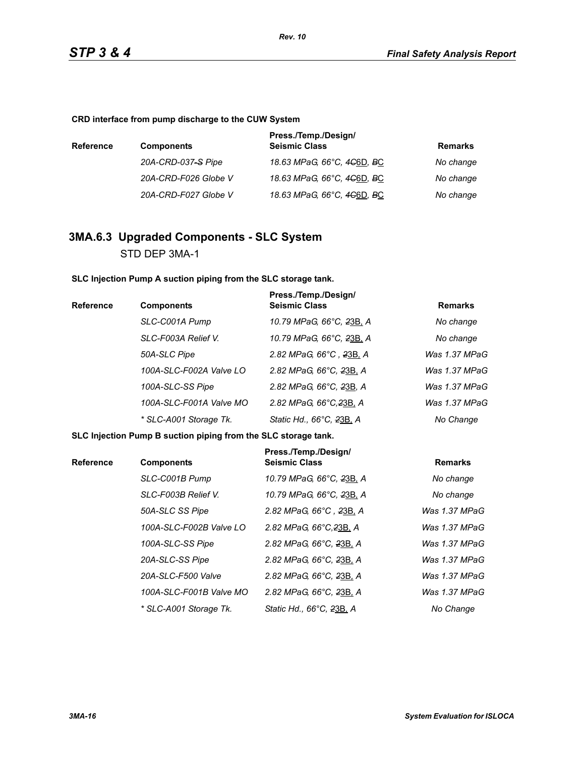**CRD interface from pump discharge to the CUW System**

| Reference | Components | Press./Temp./Design/ Seismic Class | Remarks |
|---|---|---|---|
| | *20A-CRD-037-S Pipe* | *18.63 MPaG, 66°C, 4C6D, BC* | *No change* |
| | *20A-CRD-F026 Globe V* | *18.63 MPaG, 66°C, 4C6D, BC* | *No change* |
| | *20A-CRD-F027 Globe V* | *18.63 MPaG, 66°C, 4C6D, BC* | *No change* |

## 3MA.6.3 Upgraded Components - SLC System

STD DEP 3MA-1

**SLC Injection Pump A suction piping from the SLC storage tank.**

| Reference | Components | Press./Temp./Design/ Seismic Class | Remarks |
|---|---|---|---|
| | *SLC-C001A Pump* | *10.79 MPaG, 66°C, 23B, A* | *No change* |
| | *SLC-F003A Relief V.* | *10.79 MPaG, 66°C, 23B, A* | *No change* |
| | *50A-SLC Pipe* | *2.82 MPaG, 66°C , 23B, A* | *Was 1.37 MPaG* |
| | *100A-SLC-F002A Valve LO* | *2.82 MPaG, 66°C, 23B, A* | *Was 1.37 MPaG* |
| | *100A-SLC-SS Pipe* | *2.82 MPaG, 66°C, 23B, A* | *Was 1.37 MPaG* |
| | *100A-SLC-F001A Valve MO* | *2.82 MPaG, 66°C,23B, A* | *Was 1.37 MPaG* |
| | ** SLC-A001 Storage Tk.* | *Static Hd., 66°C, 23B, A* | *No Change* |

**SLC Injection Pump B suction piping from the SLC storage tank.**

| Reference | Components | Press./Temp./Design/ Seismic Class | Remarks |
|---|---|---|---|
| | *SLC-C001B Pump* | *10.79 MPaG, 66°C, 23B, A* | *No change* |
| | *SLC-F003B Relief V.* | *10.79 MPaG, 66°C, 23B, A* | *No change* |
| | *50A-SLC SS Pipe* | *2.82 MPaG, 66°C , 23B, A* | *Was 1.37 MPaG* |
| | *100A-SLC-F002B Valve LO* | *2.82 MPaG, 66°C,23B, A* | *Was 1.37 MPaG* |
| | *100A-SLC-SS Pipe* | *2.82 MPaG, 66°C, 23B, A* | *Was 1.37 MPaG* |
| | *20A-SLC-SS Pipe* | *2.82 MPaG, 66°C, 23B, A* | *Was 1.37 MPaG* |
| | *20A-SLC-F500 Valve* | *2.82 MPaG, 66°C, 23B, A* | *Was 1.37 MPaG* |
| | *100A-SLC-F001B Valve MO* | *2.82 MPaG, 66°C, 23B, A* | *Was 1.37 MPaG* |
| | ** SLC-A001 Storage Tk.* | *Static Hd., 66°C, 23B, A* | *No Change* |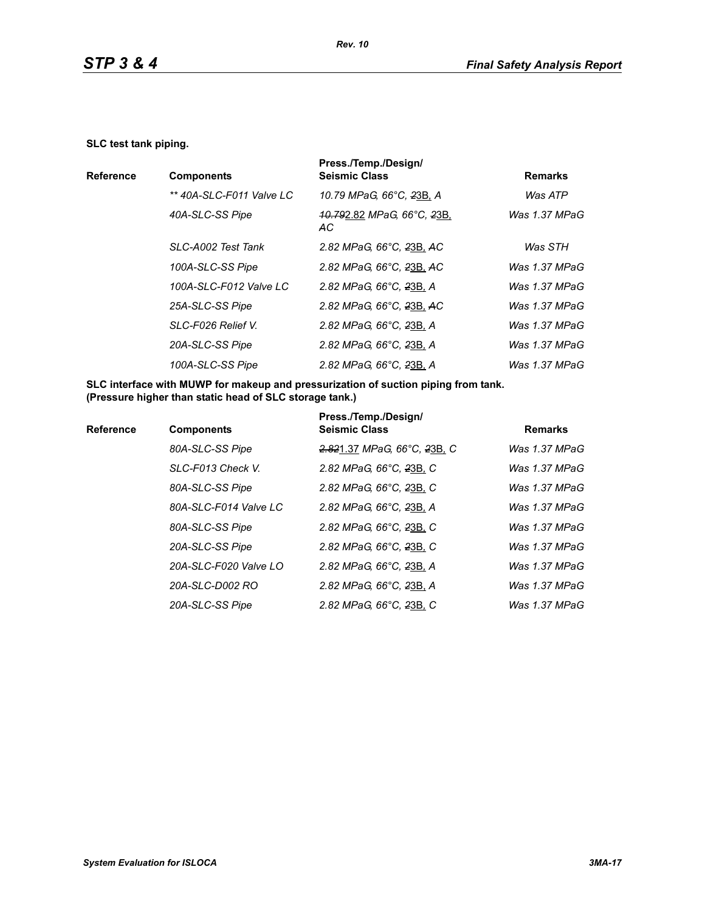**SLC test tank piping.**

| Reference | Components | Press./Temp./Design/ Seismic Class | Remarks |
|---|---|---|---|
| | *** 40A-SLC-F011 Valve LC* | *10.79 MPaG, 66°C, ~~2~~3B, A* | *Was ATP* |
| | *40A-SLC-SS Pipe* | *~~10.79~~2.82 MPaG, 66°C, ~~2~~3B, ~~A~~C* | *Was 1.37 MPaG* |
| | *SLC-A002 Test Tank* | *2.82 MPaG, 66°C, ~~2~~3B, ~~A~~C* | *Was STH* |
| | *100A-SLC-SS Pipe* | *2.82 MPaG, 66°C, ~~2~~3B, ~~A~~C* | *Was 1.37 MPaG* |
| | *100A-SLC-F012 Valve LC* | *2.82 MPaG, 66°C, ~~2~~3B, A* | *Was 1.37 MPaG* |
| | *25A-SLC-SS Pipe* | *2.82 MPaG, 66°C, ~~2~~3B, ~~A~~C* | *Was 1.37 MPaG* |
| | *SLC-F026 Relief V.* | *2.82 MPaG, 66°C, ~~2~~3B, A* | *Was 1.37 MPaG* |
| | *20A-SLC-SS Pipe* | *2.82 MPaG, 66°C, ~~2~~3B, A* | *Was 1.37 MPaG* |
| | *100A-SLC-SS Pipe* | *2.82 MPaG, 66°C, ~~2~~3B, A* | *Was 1.37 MPaG* |

**SLC interface with MUWP for makeup and pressurization of suction piping from tank. (Pressure higher than static head of SLC storage tank.)**

| Reference | Components | Press./Temp./Design/ Seismic Class | Remarks |
|---|---|---|---|
| | *80A-SLC-SS Pipe* | *~~2.82~~1.37 MPaG, 66°C, ~~2~~3B, C* | *Was 1.37 MPaG* |
| | *SLC-F013 Check V.* | *2.82 MPaG, 66°C, ~~2~~3B, C* | *Was 1.37 MPaG* |
| | *80A-SLC-SS Pipe* | *2.82 MPaG, 66°C, ~~2~~3B, C* | *Was 1.37 MPaG* |
| | *80A-SLC-F014 Valve LC* | *2.82 MPaG, 66°C, ~~2~~3B, A* | *Was 1.37 MPaG* |
| | *80A-SLC-SS Pipe* | *2.82 MPaG, 66°C, ~~2~~3B, C* | *Was 1.37 MPaG* |
| | *20A-SLC-SS Pipe* | *2.82 MPaG, 66°C, ~~2~~3B, C* | *Was 1.37 MPaG* |
| | *20A-SLC-F020 Valve LO* | *2.82 MPaG, 66°C, ~~2~~3B, A* | *Was 1.37 MPaG* |
| | *20A-SLC-D002 RO* | *2.82 MPaG, 66°C, ~~2~~3B, A* | *Was 1.37 MPaG* |
| | *20A-SLC-SS Pipe* | *2.82 MPaG, 66°C, ~~2~~3B, C* | *Was 1.37 MPaG* |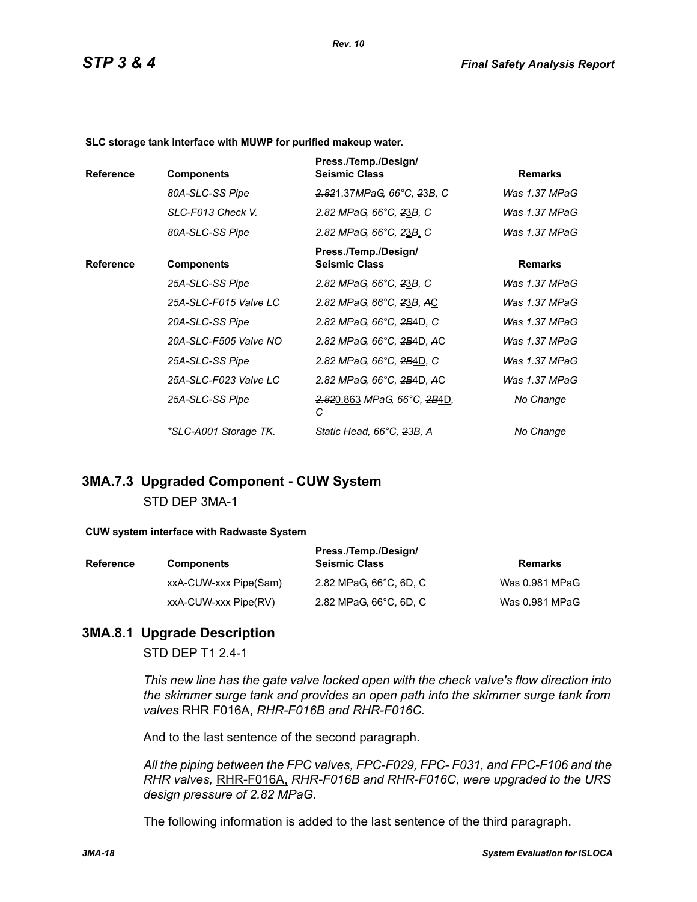**SLC storage tank interface with MUWP for purified makeup water.**

| Reference | Components | Press./Temp./Design/ Seismic Class | Remarks |
|---|---|---|---|
| | *80A-SLC-SS Pipe* | *~~2.82~~1.37MPaG, 66°C, ~~2~~3B, C* | *Was 1.37 MPaG* |
| | *SLC-F013 Check V.* | *2.82 MPaG, 66°C, ~~2~~3B, C* | *Was 1.37 MPaG* |
| | *80A-SLC-SS Pipe* | *2.82 MPaG, 66°C, ~~2~~3B, C* | *Was 1.37 MPaG* |

| Reference | Components | Press./Temp./Design/ Seismic Class | Remarks |
|---|---|---|---|
| | *25A-SLC-SS Pipe* | *2.82 MPaG, 66°C, ~~2~~3B, C* | *Was 1.37 MPaG* |
| | *25A-SLC-F015 Valve LC* | *2.82 MPaG, 66°C, ~~2~~3B, ~~A~~C* | *Was 1.37 MPaG* |
| | *20A-SLC-SS Pipe* | *2.82 MPaG, 66°C, ~~2B~~4D, C* | *Was 1.37 MPaG* |
| | *20A-SLC-F505 Valve NO* | *2.82 MPaG, 66°C, ~~2B~~4D, ~~A~~C* | *Was 1.37 MPaG* |
| | *25A-SLC-SS Pipe* | *2.82 MPaG, 66°C, ~~2B~~4D, C* | *Was 1.37 MPaG* |
| | *25A-SLC-F023 Valve LC* | *2.82 MPaG, 66°C, ~~2B~~4D, ~~A~~C* | *Was 1.37 MPaG* |
| | *25A-SLC-SS Pipe* | *~~2.82~~0.863 MPaG, 66°C, ~~2B~~4D, C* | *No Change* |
| | *\*SLC-A001 Storage TK.* | *Static Head, 66°C, ~~2~~3B, A* | *No Change* |

## 3MA.7.3 Upgraded Component - CUW System

STD DEP 3MA-1

**CUW system interface with Radwaste System**

| Reference | Components | Press./Temp./Design/ Seismic Class | Remarks |
|---|---|---|---|
| | xxA-CUW-xxx Pipe(Sam) | 2.82 MPaG, 66°C, 6D, C | Was 0.981 MPaG |
| | xxA-CUW-xxx Pipe(RV) | 2.82 MPaG, 66°C, 6D, C | Was 0.981 MPaG |

## 3MA.8.1 Upgrade Description

STD DEP T1 2.4-1

*This new line has the gate valve locked open with the check valve's flow direction into the skimmer surge tank and provides an open path into the skimmer surge tank from valves* RHR F016A, *RHR-F016B and RHR-F016C.*

And to the last sentence of the second paragraph.

*All the piping between the FPC valves, FPC-F029, FPC- F031, and FPC-F106 and the RHR valves,* RHR-F016A, *RHR-F016B and RHR-F016C, were upgraded to the URS design pressure of 2.82 MPaG.*

The following information is added to the last sentence of the third paragraph.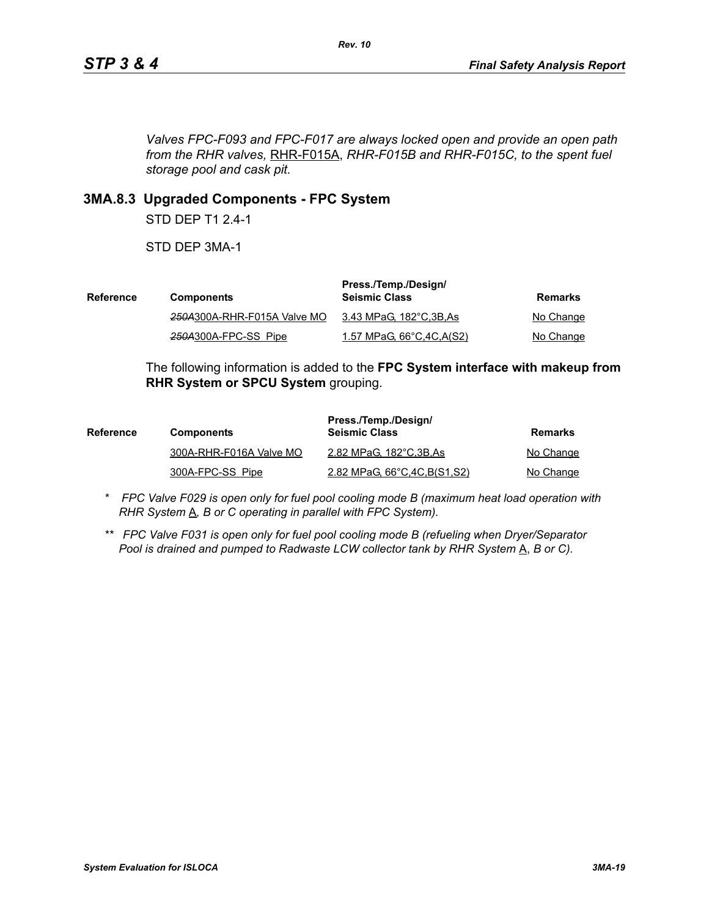*Valves FPC-F093 and FPC-F017 are always locked open and provide an open path from the RHR valves,* RHR-F015A, *RHR-F015B and RHR-F015C, to the spent fuel storage pool and cask pit.*

### 3MA.8.3 Upgraded Components - FPC System

STD DEP T1 2.4-1

STD DEP 3MA-1

| Reference | Components | Press./Temp./Design/ Seismic Class | Remarks |
|---|---|---|---|
| | ~~250A~~300A-RHR-F015A Valve MO | 3.43 MPaG, 182°C,3B,As | No Change |
| | ~~250A~~300A-FPC-SS Pipe | 1.57 MPaG, 66°C,4C,A(S2) | No Change |

The following information is added to the **FPC System interface with makeup from RHR System or SPCU System** grouping.

| Reference | Components | Press./Temp./Design/ Seismic Class | Remarks |
|---|---|---|---|
| | 300A-RHR-F016A Valve MO | 2.82 MPaG, 182°C,3B,As | No Change |
| | 300A-FPC-SS Pipe | 2.82 MPaG, 66°C,4C,B(S1,S2) | No Change |

\* *FPC Valve F029 is open only for fuel pool cooling mode B (maximum heat load operation with RHR System* A*, B or C operating in parallel with FPC System).*

\*\* *FPC Valve F031 is open only for fuel pool cooling mode B (refueling when Dryer/Separator Pool is drained and pumped to Radwaste LCW collector tank by RHR System* A, *B or C).*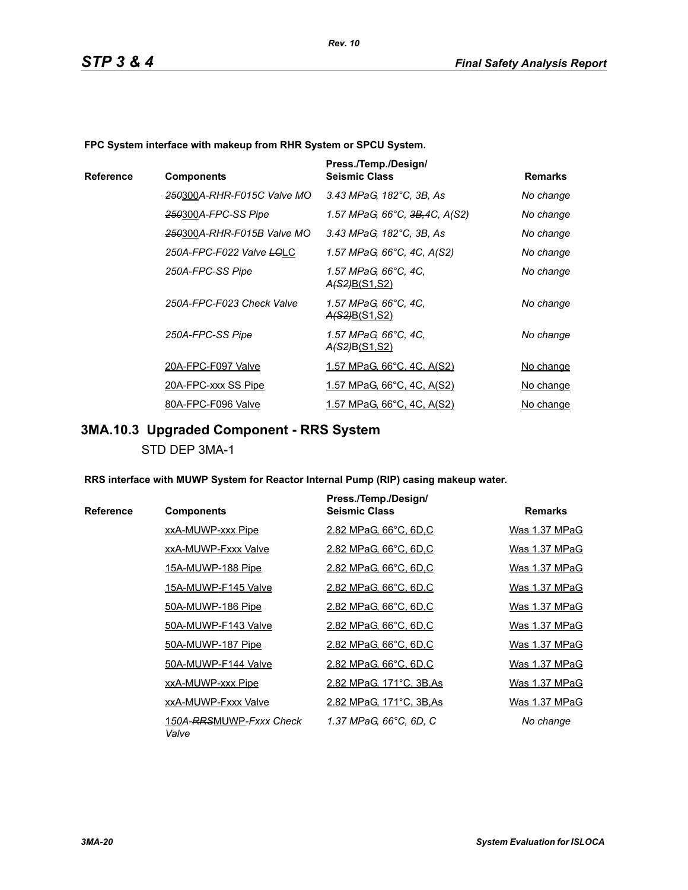**FPC System interface with makeup from RHR System or SPCU System.**

| Reference | Components | Press./Temp./Design/ Seismic Class | Remarks |
|---|---|---|---|
| | *~~250~~300A-RHR-F015C Valve MO* | *3.43 MPaG, 182°C, 3B, As* | *No change* |
| | *~~250~~300A-FPC-SS Pipe* | *1.57 MPaG, 66°C, ~~3B,~~4C, A(S2)* | *No change* |
| | *~~250~~300A-RHR-F015B Valve MO* | *3.43 MPaG, 182°C, 3B, As* | *No change* |
| | *250A-FPC-F022 Valve ~~LO~~LC* | *1.57 MPaG, 66°C, 4C, A(S2)* | *No change* |
| | *250A-FPC-SS Pipe* | *1.57 MPaG, 66°C, 4C, ~~A(S2)~~B(S1,S2)* | *No change* |
| | *250A-FPC-F023 Check Valve* | *1.57 MPaG, 66°C, 4C, ~~A(S2)~~B(S1,S2)* | *No change* |
| | *250A-FPC-SS Pipe* | *1.57 MPaG, 66°C, 4C, ~~A(S2)~~B(S1,S2)* | *No change* |
| | 20A-FPC-F097 Valve | 1.57 MPaG, 66°C, 4C, A(S2) | No change |
| | 20A-FPC-xxx SS Pipe | 1.57 MPaG, 66°C, 4C, A(S2) | No change |
| | 80A-FPC-F096 Valve | 1.57 MPaG, 66°C, 4C, A(S2) | No change |

## 3MA.10.3 Upgraded Component - RRS System

STD DEP 3MA-1

**RRS interface with MUWP System for Reactor Internal Pump (RIP) casing makeup water.**

| Reference | Components | Press./Temp./Design/ Seismic Class | Remarks |
|---|---|---|---|
| | xxA-MUWP-xxx Pipe | 2.82 MPaG, 66°C, 6D,C | Was 1.37 MPaG |
| | xxA-MUWP-Fxxx Valve | 2.82 MPaG, 66°C, 6D,C | Was 1.37 MPaG |
| | 15A-MUWP-188 Pipe | 2.82 MPaG, 66°C, 6D,C | Was 1.37 MPaG |
| | 15A-MUWP-F145 Valve | 2.82 MPaG, 66°C, 6D,C | Was 1.37 MPaG |
| | 50A-MUWP-186 Pipe | 2.82 MPaG, 66°C, 6D,C | Was 1.37 MPaG |
| | 50A-MUWP-F143 Valve | 2.82 MPaG, 66°C, 6D,C | Was 1.37 MPaG |
| | 50A-MUWP-187 Pipe | 2.82 MPaG, 66°C, 6D,C | Was 1.37 MPaG |
| | 50A-MUWP-F144 Valve | 2.82 MPaG, 66°C, 6D,C | Was 1.37 MPaG |
| | xxA-MUWP-xxx Pipe | 2.82 MPaG, 171°C, 3B,As | Was 1.37 MPaG |
| | xxA-MUWP-Fxxx Valve | 2.82 MPaG, 171°C, 3B,As | Was 1.37 MPaG |
| | *150A-~~RRS~~MUWP-Fxxx Check Valve* | *1.37 MPaG, 66°C, 6D, C* | *No change* |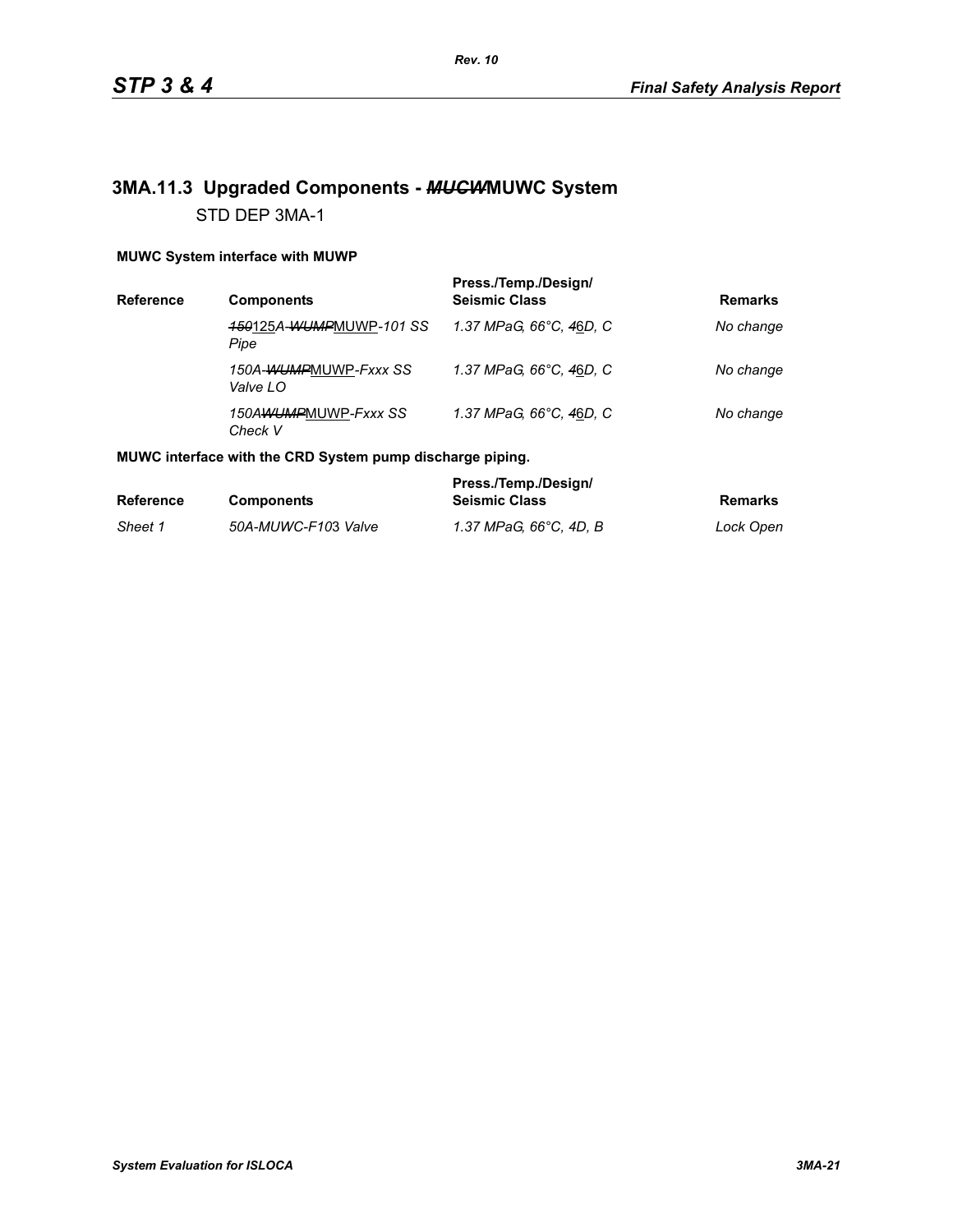## 3MA.11.3 Upgraded Components - ~~*MUCW*~~MUWC System

STD DEP 3MA-1

**MUWC System interface with MUWP**

| Reference | Components | Press./Temp./Design/ Seismic Class | Remarks |
|---|---|---|---|
| | *~~150~~125A-~~WUMP~~MUWP-101 SS Pipe* | *1.37 MPaG, 66°C, ~~4~~6D, C* | *No change* |
| | *150A-~~WUMP~~MUWP-Fxxx SS Valve LO* | *1.37 MPaG, 66°C, ~~4~~6D, C* | *No change* |
| | *150A~~WUMP~~MUWP-Fxxx SS Check V* | *1.37 MPaG, 66°C, ~~4~~6D, C* | *No change* |

**MUWC interface with the CRD System pump discharge piping.**

| Reference | Components | Press./Temp./Design/ Seismic Class | Remarks |
|---|---|---|---|
| *Sheet 1* | *50A-MUWC-F103 Valve* | *1.37 MPaG, 66°C, 4D, B* | *Lock Open* |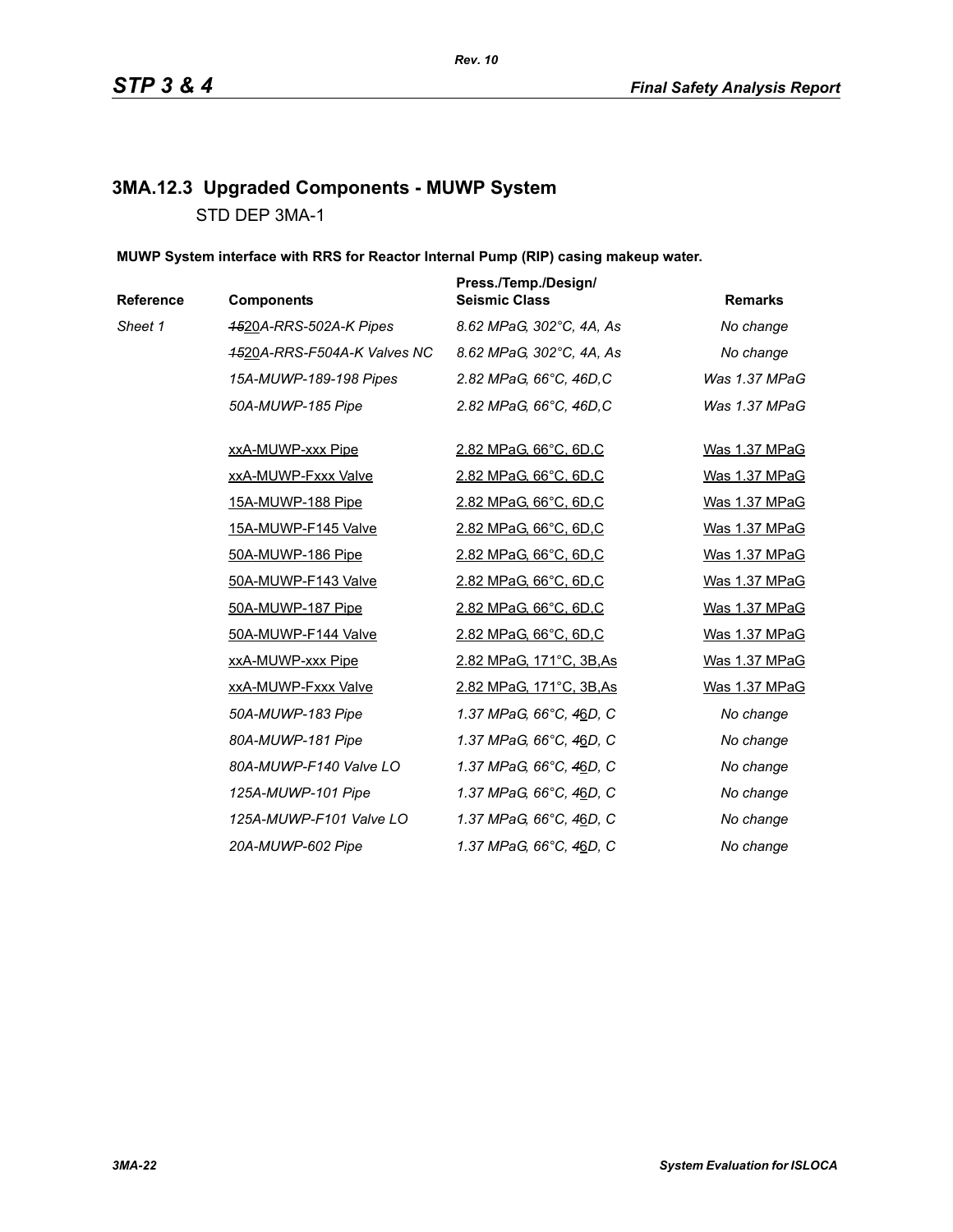## 3MA.12.3 Upgraded Components - MUWP System

STD DEP 3MA-1

**MUWP System interface with RRS for Reactor Internal Pump (RIP) casing makeup water.**

| Reference | Components | Press./Temp./Design/ Seismic Class | Remarks |
|---|---|---|---|
| *Sheet 1* | ~~*15*~~20*A-RRS-502A-K Pipes* | *8.62 MPaG, 302°C, 4A, As* | *No change* |
| | ~~*15*~~20*A-RRS-F504A-K Valves NC* | *8.62 MPaG, 302°C, 4A, As* | *No change* |
| | *15A-MUWP-189-198 Pipes* | *2.82 MPaG, 66°C, 46D,C* | *Was 1.37 MPaG* |
| | *50A-MUWP-185 Pipe* | *2.82 MPaG, 66°C, 46D,C* | *Was 1.37 MPaG* |
| | xxA-MUWP-xxx Pipe | 2.82 MPaG, 66°C, 6D,C | Was 1.37 MPaG |
| | xxA-MUWP-Fxxx Valve | 2.82 MPaG, 66°C, 6D,C | Was 1.37 MPaG |
| | 15A-MUWP-188 Pipe | 2.82 MPaG, 66°C, 6D,C | Was 1.37 MPaG |
| | 15A-MUWP-F145 Valve | 2.82 MPaG, 66°C, 6D,C | Was 1.37 MPaG |
| | 50A-MUWP-186 Pipe | 2.82 MPaG, 66°C, 6D,C | Was 1.37 MPaG |
| | 50A-MUWP-F143 Valve | 2.82 MPaG, 66°C, 6D,C | Was 1.37 MPaG |
| | 50A-MUWP-187 Pipe | 2.82 MPaG, 66°C, 6D,C | Was 1.37 MPaG |
| | 50A-MUWP-F144 Valve | 2.82 MPaG, 66°C, 6D,C | Was 1.37 MPaG |
| | xxA-MUWP-xxx Pipe | 2.82 MPaG, 171°C, 3B,As | Was 1.37 MPaG |
| | xxA-MUWP-Fxxx Valve | 2.82 MPaG, 171°C, 3B,As | Was 1.37 MPaG |
| | *50A-MUWP-183 Pipe* | *1.37 MPaG, 66°C,* ~~*4*~~6*D, C* | *No change* |
| | *80A-MUWP-181 Pipe* | *1.37 MPaG, 66°C,* ~~*4*~~6*D, C* | *No change* |
| | *80A-MUWP-F140 Valve LO* | *1.37 MPaG, 66°C,* ~~*4*~~6*D, C* | *No change* |
| | *125A-MUWP-101 Pipe* | *1.37 MPaG, 66°C,* ~~*4*~~6*D, C* | *No change* |
| | *125A-MUWP-F101 Valve LO* | *1.37 MPaG, 66°C,* ~~*4*~~6*D, C* | *No change* |
| | *20A-MUWP-602 Pipe* | *1.37 MPaG, 66°C,* ~~*4*~~6*D, C* | *No change* |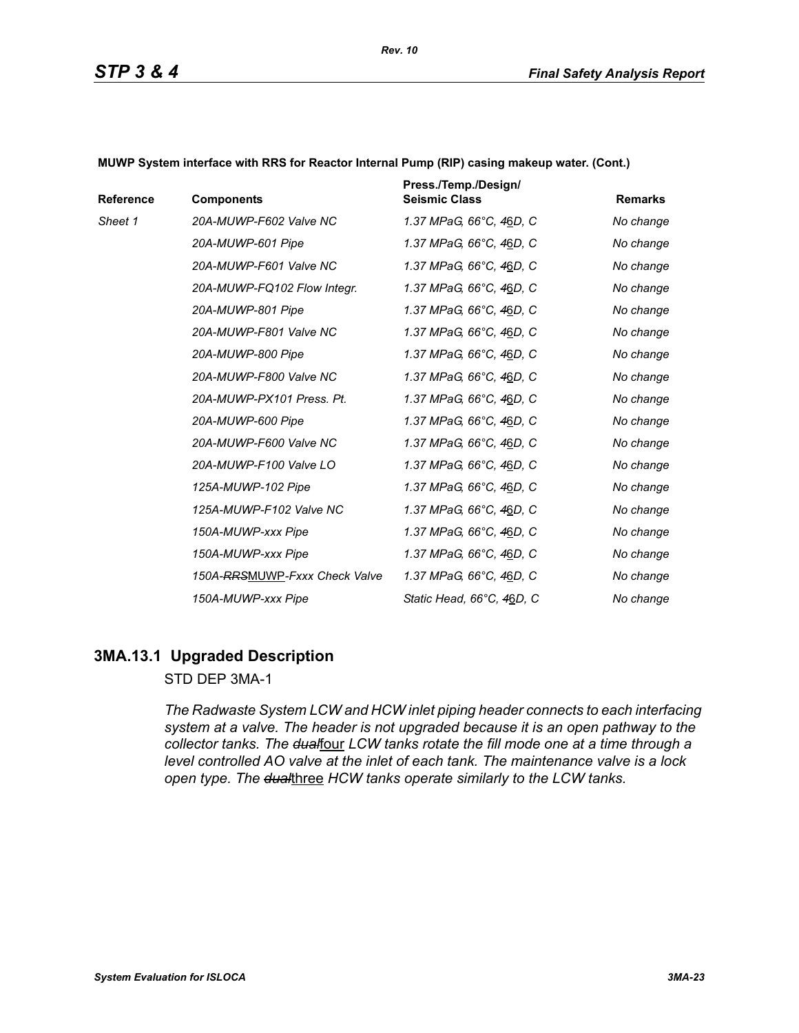**MUWP System interface with RRS for Reactor Internal Pump (RIP) casing makeup water. (Cont.)**

| Reference | Components | Press./Temp./Design/ Seismic Class | Remarks |
|---|---|---|---|
| *Sheet 1* | *20A-MUWP-F602 Valve NC* | *1.37 MPaG, 66°C, ~~4~~6D, C* | *No change* |
| | *20A-MUWP-601 Pipe* | *1.37 MPaG, 66°C, ~~4~~6D, C* | *No change* |
| | *20A-MUWP-F601 Valve NC* | *1.37 MPaG, 66°C, ~~4~~6D, C* | *No change* |
| | *20A-MUWP-FQ102 Flow Integr.* | *1.37 MPaG, 66°C, ~~4~~6D, C* | *No change* |
| | *20A-MUWP-801 Pipe* | *1.37 MPaG, 66°C, ~~4~~6D, C* | *No change* |
| | *20A-MUWP-F801 Valve NC* | *1.37 MPaG, 66°C, ~~4~~6D, C* | *No change* |
| | *20A-MUWP-800 Pipe* | *1.37 MPaG, 66°C, ~~4~~6D, C* | *No change* |
| | *20A-MUWP-F800 Valve NC* | *1.37 MPaG, 66°C, ~~4~~6D, C* | *No change* |
| | *20A-MUWP-PX101 Press. Pt.* | *1.37 MPaG, 66°C, ~~4~~6D, C* | *No change* |
| | *20A-MUWP-600 Pipe* | *1.37 MPaG, 66°C, ~~4~~6D, C* | *No change* |
| | *20A-MUWP-F600 Valve NC* | *1.37 MPaG, 66°C, ~~4~~6D, C* | *No change* |
| | *20A-MUWP-F100 Valve LO* | *1.37 MPaG, 66°C, ~~4~~6D, C* | *No change* |
| | *125A-MUWP-102 Pipe* | *1.37 MPaG, 66°C, ~~4~~6D, C* | *No change* |
| | *125A-MUWP-F102 Valve NC* | *1.37 MPaG, 66°C, ~~4~~6D, C* | *No change* |
| | *150A-MUWP-xxx Pipe* | *1.37 MPaG, 66°C, ~~4~~6D, C* | *No change* |
| | *150A-MUWP-xxx Pipe* | *1.37 MPaG, 66°C, ~~4~~6D, C* | *No change* |
| | *150A-~~RRS~~MUWP-Fxxx Check Valve* | *1.37 MPaG, 66°C, ~~4~~6D, C* | *No change* |
| | *150A-MUWP-xxx Pipe* | *Static Head, 66°C, ~~4~~6D, C* | *No change* |

## 3MA.13.1 Upgraded Description

STD DEP 3MA-1

*The Radwaste System LCW and HCW inlet piping header connects to each interfacing system at a valve. The header is not upgraded because it is an open pathway to the collector tanks. The ~~dual~~four LCW tanks rotate the fill mode one at a time through a level controlled AO valve at the inlet of each tank. The maintenance valve is a lock open type. The ~~dual~~three HCW tanks operate similarly to the LCW tanks.*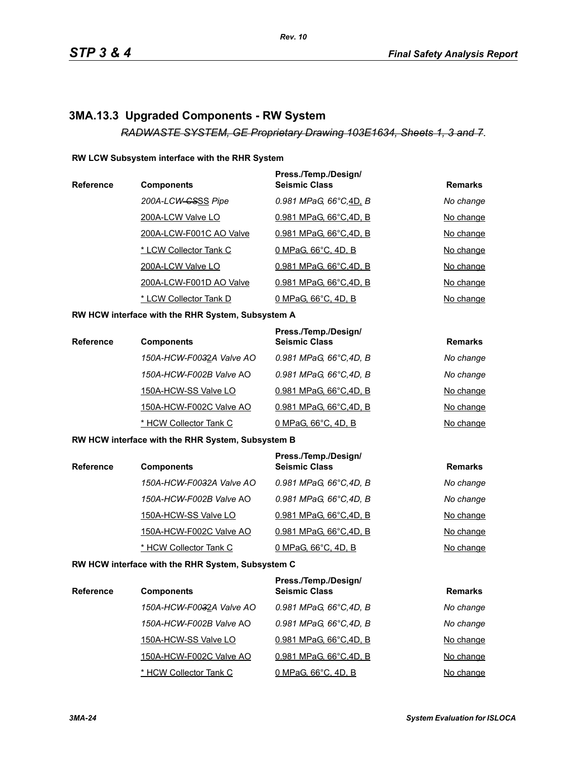### 3MA.13.3 Upgraded Components - RW System

~~*RADWASTE SYSTEM, GE Proprietary Drawing 103E1634, Sheets 1, 3 and 7*~~.

**RW LCW Subsystem interface with the RHR System**

| Reference | Components | Press./Temp./Design/ Seismic Class | Remarks |
|---|---|---|---|
| | *200A-LCW-~~CS~~SS Pipe* | *0.981 MPaG, 66°C,4D, B* | *No change* |
| | 200A-LCW Valve LO | 0.981 MPaG, 66°C,4D, B | No change |
| | 200A-LCW-F001C AO Valve | 0.981 MPaG, 66°C,4D, B | No change |
| | * LCW Collector Tank C | 0 MPaG, 66°C, 4D, B | No change |
| | 200A-LCW Valve LO | 0.981 MPaG, 66°C,4D, B | No change |
| | 200A-LCW-F001D AO Valve | 0.981 MPaG, 66°C,4D, B | No change |
| | * LCW Collector Tank D | 0 MPaG, 66°C, 4D, B | No change |

**RW HCW interface with the RHR System, Subsystem A**

| Reference | Components | Press./Temp./Design/ Seismic Class | Remarks |
|---|---|---|---|
| | *150A-HCW-F00~~3~~2A Valve AO* | *0.981 MPaG, 66°C,4D, B* | *No change* |
| | *150A-HCW-F002B Valve* AO | *0.981 MPaG, 66°C,4D, B* | *No change* |
| | 150A-HCW-SS Valve LO | 0.981 MPaG, 66°C,4D, B | No change |
| | 150A-HCW-F002C Valve AO | 0.981 MPaG, 66°C,4D, B | No change |
| | * HCW Collector Tank C | 0 MPaG, 66°C, 4D, B | No change |

**RW HCW interface with the RHR System, Subsystem B**

| Reference | Components | Press./Temp./Design/ Seismic Class | Remarks |
|---|---|---|---|
| | *150A-HCW-F00~~3~~2A Valve AO* | *0.981 MPaG, 66°C,4D, B* | *No change* |
| | *150A-HCW-F002B Valve* AO | *0.981 MPaG, 66°C,4D, B* | *No change* |
| | 150A-HCW-SS Valve LO | 0.981 MPaG, 66°C,4D, B | No change |
| | 150A-HCW-F002C Valve AO | 0.981 MPaG, 66°C,4D, B | No change |
| | * HCW Collector Tank C | 0 MPaG, 66°C, 4D, B | No change |

**RW HCW interface with the RHR System, Subsystem C**

| Reference | Components | Press./Temp./Design/ Seismic Class | Remarks |
|---|---|---|---|
| | *150A-HCW-F00~~3~~2A Valve AO* | *0.981 MPaG, 66°C,4D, B* | *No change* |
| | *150A-HCW-F002B Valve* AO | *0.981 MPaG, 66°C,4D, B* | *No change* |
| | 150A-HCW-SS Valve LO | 0.981 MPaG, 66°C,4D, B | No change |
| | 150A-HCW-F002C Valve AO | 0.981 MPaG, 66°C,4D, B | No change |
| | * HCW Collector Tank C | 0 MPaG, 66°C, 4D, B | No change |